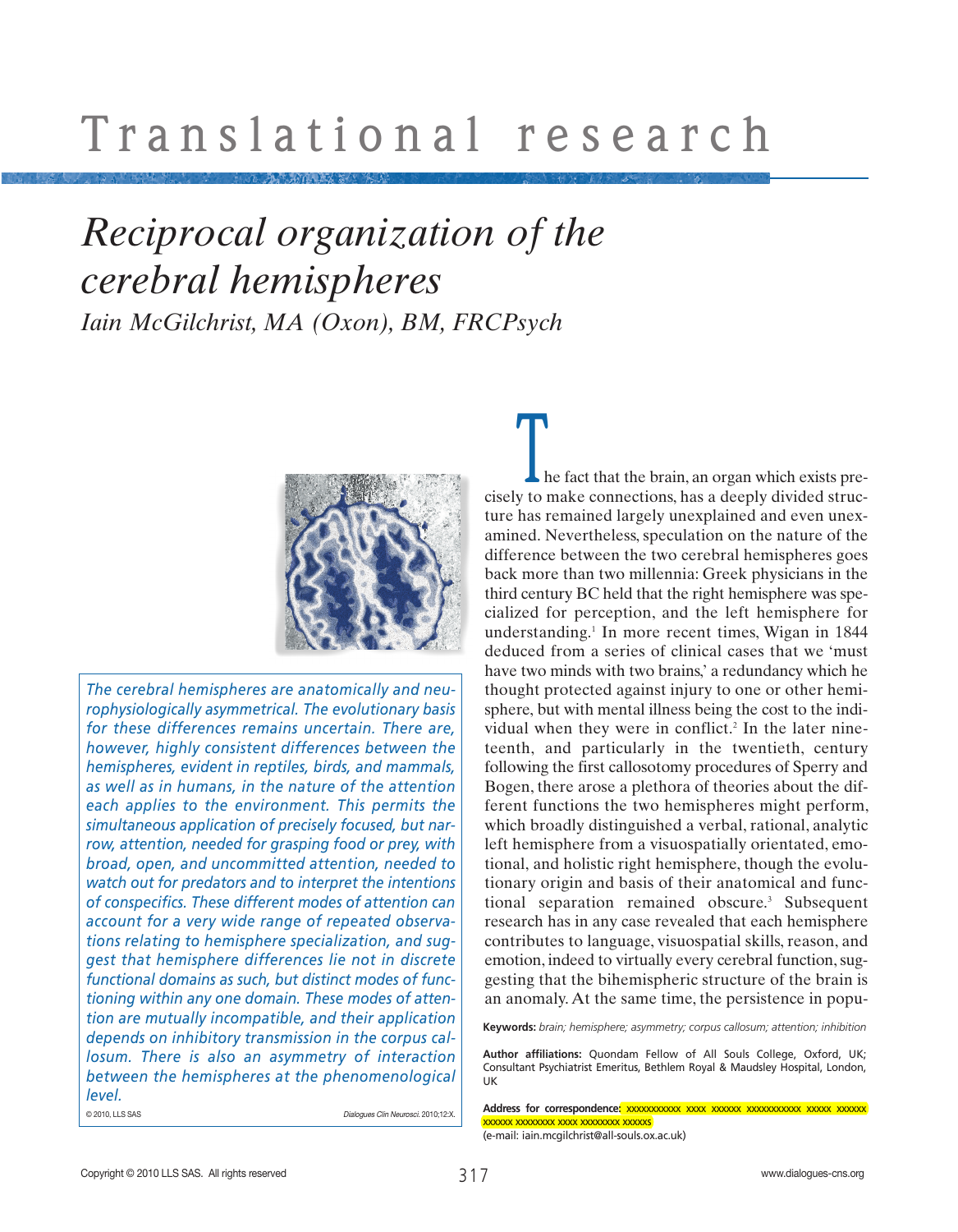# Translational research

## *Reciprocal organization of the cerebral hemispheres*

*Iain McGilchrist, MA (Oxon), BM, FRCPsych*

*The cerebral hemispheres are anatomically and neurophysiologically asymmetrical. The evolutionary basis for these differences remains uncertain. There are, however, highly consistent differences between the hemispheres, evident in reptiles, birds, and mammals, as well as in humans, in the nature of the attention each applies to the environment. This permits the simultaneous application of precisely focused, but narrow, attention, needed for grasping food or prey, with broad, open, and uncommitted attention, needed to watch out for predators and to interpret the intentions of conspecifics. These different modes of attention can account for a very wide range of repeated observations relating to hemisphere specialization, and suggest that hemisphere differences lie not in discrete functional domains as such, but distinct modes of functioning within any one domain. These modes of attention are mutually incompatible, and their application depends on inhibitory transmission in the corpus callosum. There is also an asymmetry of interaction between the hemispheres at the phenomenological level.*

© 2010, LLS SAS

Dialogues Clin Neurosci. 2010;12:X.

The fact that the brain, an organ which exists precisely to make connections, has a deeply divided structure has remained largely unexplained and even unexamined. Nevertheless, speculation on the nature of the difference between the two cerebral hemispheres goes back more than two millennia: Greek physicians in the third century BC held that the right hemisphere was specialized for perception, and the left hemisphere for understanding.[1] In more recent times, Wigan in 1844 deduced from a series of clinical cases that we 'must have two minds with two brains,' a redundancy which he thought protected against injury to one or other hemisphere, but with mental illness being the cost to the individual when they were in conflict.[2] In the later nineteenth, and particularly in the twentieth, century following the first callosotomy procedures of Sperry and Bogen, there arose a plethora of theories about the different functions the two hemispheres might perform, which broadly distinguished a verbal, rational, analytic left hemisphere from a visuospatially orientated, emotional, and holistic right hemisphere, though the evolutionary origin and basis of their anatomical and functional separation remained obscure.[3] Subsequent research has in any case revealed that each hemisphere contributes to language, visuospatial skills, reason, and emotion, indeed to virtually every cerebral function, suggesting that the bihemispheric structure of the brain is an anomaly. At the same time, the persistence in popu-

**Keywords:** *brain; hemisphere; asymmetry; corpus callosum; attention; inhibition*

**Author affiliations:** Quondam Fellow of All Souls College, Oxford, UK; Consultant Psychiatrist Emeritus, Bethlem Royal & Maudsley Hospital, London, UK

**Address for correspondence:** xxxxxxxxxxx xxxx xxxxxx xxxxxxxxxxx xxxxx xxxxxx xxxxxx xxxxxxxx xxxx xxxxxxxx xxxxxx
(e-mail: iain.mcgilchrist@all-souls.ox.ac.uk)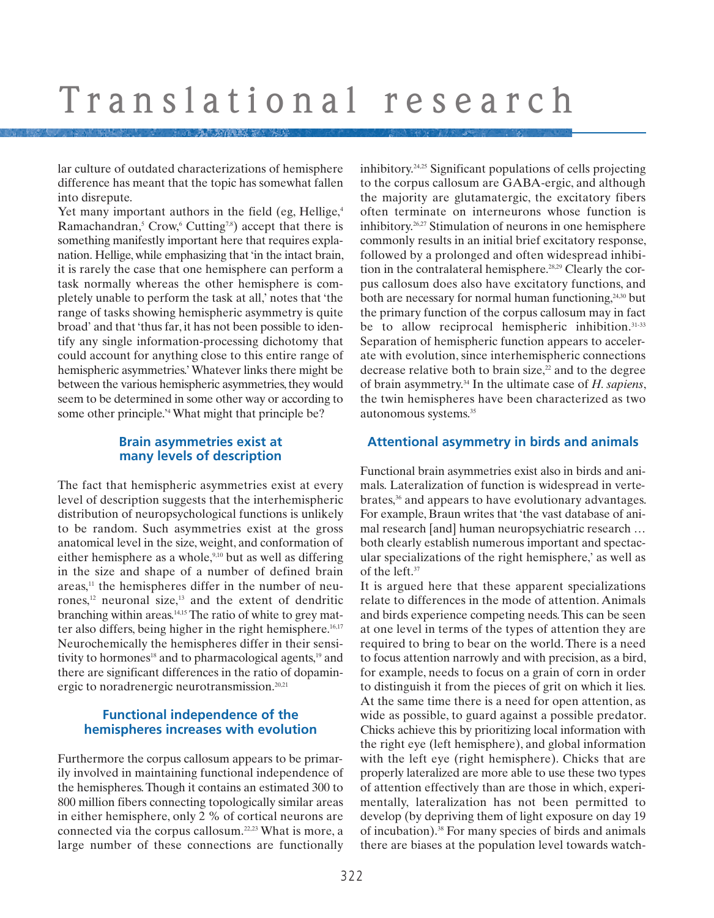lar culture of outdated characterizations of hemisphere difference has meant that the topic has somewhat fallen into disrepute.

Yet many important authors in the field (eg, Hellige,[4] Ramachandran,[5] Crow,[6] Cutting[7,8]) accept that there is something manifestly important here that requires explanation. Hellige, while emphasizing that 'in the intact brain, it is rarely the case that one hemisphere can perform a task normally whereas the other hemisphere is completely unable to perform the task at all,' notes that 'the range of tasks showing hemispheric asymmetry is quite broad' and that 'thus far, it has not been possible to identify any single information-processing dichotomy that could account for anything close to this entire range of hemispheric asymmetries.' Whatever links there might be between the various hemispheric asymmetries, they would seem to be determined in some other way or according to some other principle.'[4] What might that principle be?

## Brain asymmetries exist at many levels of description

The fact that hemispheric asymmetries exist at every level of description suggests that the interhemispheric distribution of neuropsychological functions is unlikely to be random. Such asymmetries exist at the gross anatomical level in the size, weight, and conformation of either hemisphere as a whole,[9,10] but as well as differing in the size and shape of a number of defined brain areas,[11] the hemispheres differ in the number of neurones,[12] neuronal size,[13] and the extent of dendritic branching within areas.[14,15] The ratio of white to grey matter also differs, being higher in the right hemisphere.[16,17] Neurochemically the hemispheres differ in their sensitivity to hormones[18] and to pharmacological agents,[19] and there are significant differences in the ratio of dopaminergic to noradrenergic neurotransmission.[20,21]

## Functional independence of the hemispheres increases with evolution

Furthermore the corpus callosum appears to be primarily involved in maintaining functional independence of the hemispheres. Though it contains an estimated 300 to 800 million fibers connecting topologically similar areas in either hemisphere, only 2 % of cortical neurons are connected via the corpus callosum.[22,23] What is more, a large number of these connections are functionally inhibitory.[24,25] Significant populations of cells projecting to the corpus callosum are GABA-ergic, and although the majority are glutamatergic, the excitatory fibers often terminate on interneurons whose function is inhibitory.[26,27] Stimulation of neurons in one hemisphere commonly results in an initial brief excitatory response, followed by a prolonged and often widespread inhibition in the contralateral hemisphere.[28,29] Clearly the corpus callosum does also have excitatory functions, and both are necessary for normal human functioning,[24,30] but the primary function of the corpus callosum may in fact be to allow reciprocal hemispheric inhibition.[31-33] Separation of hemispheric function appears to accelerate with evolution, since interhemispheric connections decrease relative both to brain size,[22] and to the degree of brain asymmetry.[34] In the ultimate case of *H. sapiens*, the twin hemispheres have been characterized as two autonomous systems.[35]

## Attentional asymmetry in birds and animals

Functional brain asymmetries exist also in birds and animals. Lateralization of function is widespread in vertebrates,[36] and appears to have evolutionary advantages. For example, Braun writes that 'the vast database of animal research [and] human neuropsychiatric research … both clearly establish numerous important and spectacular specializations of the right hemisphere,' as well as of the left.[37]

It is argued here that these apparent specializations relate to differences in the mode of attention. Animals and birds experience competing needs. This can be seen at one level in terms of the types of attention they are required to bring to bear on the world. There is a need to focus attention narrowly and with precision, as a bird, for example, needs to focus on a grain of corn in order to distinguish it from the pieces of grit on which it lies. At the same time there is a need for open attention, as wide as possible, to guard against a possible predator. Chicks achieve this by prioritizing local information with the right eye (left hemisphere), and global information with the left eye (right hemisphere). Chicks that are properly lateralized are more able to use these two types of attention effectively than are those in which, experimentally, lateralization has not been permitted to develop (by depriving them of light exposure on day 19 of incubation).[38] For many species of birds and animals there are biases at the population level towards watch-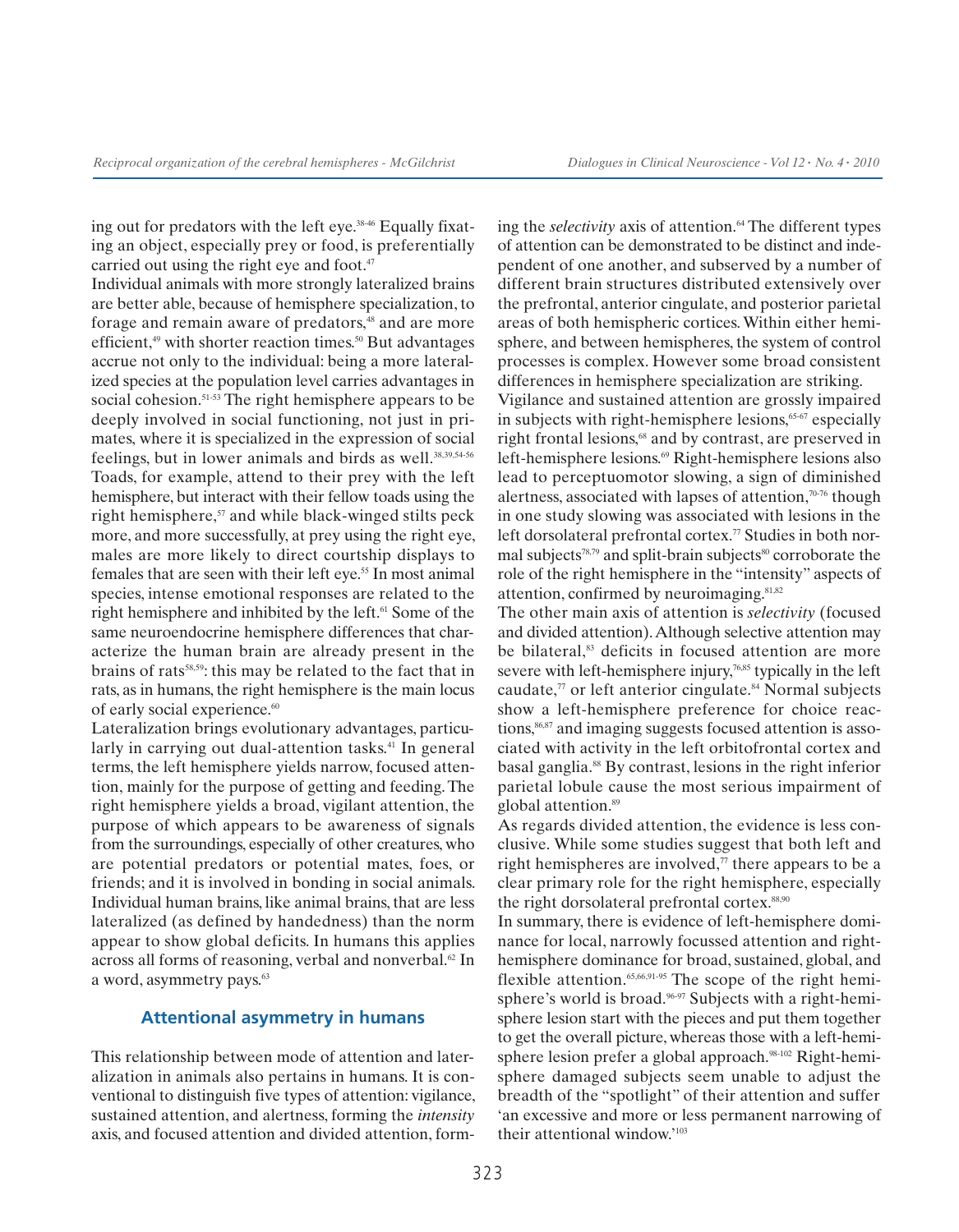ing out for predators with the left eye.[38-46] Equally fixating an object, especially prey or food, is preferentially carried out using the right eye and foot.[47]

Individual animals with more strongly lateralized brains are better able, because of hemisphere specialization, to forage and remain aware of predators,[48] and are more efficient,[49] with shorter reaction times.[50] But advantages accrue not only to the individual: being a more lateralized species at the population level carries advantages in social cohesion.[51-53] The right hemisphere appears to be deeply involved in social functioning, not just in primates, where it is specialized in the expression of social feelings, but in lower animals and birds as well.[38,39,54-56] Toads, for example, attend to their prey with the left hemisphere, but interact with their fellow toads using the right hemisphere,[57] and while black-winged stilts peck more, and more successfully, at prey using the right eye, males are more likely to direct courtship displays to females that are seen with their left eye.[55] In most animal species, intense emotional responses are related to the right hemisphere and inhibited by the left.[61] Some of the same neuroendocrine hemisphere differences that characterize the human brain are already present in the brains of rats[58,59]: this may be related to the fact that in rats, as in humans, the right hemisphere is the main locus of early social experience.[60]

Lateralization brings evolutionary advantages, particularly in carrying out dual-attention tasks.[41] In general terms, the left hemisphere yields narrow, focused attention, mainly for the purpose of getting and feeding. The right hemisphere yields a broad, vigilant attention, the purpose of which appears to be awareness of signals from the surroundings, especially of other creatures, who are potential predators or potential mates, foes, or friends; and it is involved in bonding in social animals. Individual human brains, like animal brains, that are less lateralized (as defined by handedness) than the norm appear to show global deficits. In humans this applies across all forms of reasoning, verbal and nonverbal.[62] In a word, asymmetry pays.[63]

## Attentional asymmetry in humans

This relationship between mode of attention and lateralization in animals also pertains in humans. It is conventional to distinguish five types of attention: vigilance, sustained attention, and alertness, forming the *intensity* axis, and focused attention and divided attention, forming the *selectivity* axis of attention.[64] The different types of attention can be demonstrated to be distinct and independent of one another, and subserved by a number of different brain structures distributed extensively over the prefrontal, anterior cingulate, and posterior parietal areas of both hemispheric cortices. Within either hemisphere, and between hemispheres, the system of control processes is complex. However some broad consistent differences in hemisphere specialization are striking.

Vigilance and sustained attention are grossly impaired in subjects with right-hemisphere lesions,[65-67] especially right frontal lesions,[68] and by contrast, are preserved in left-hemisphere lesions.[69] Right-hemisphere lesions also lead to perceptuomotor slowing, a sign of diminished alertness, associated with lapses of attention,[70-76] though in one study slowing was associated with lesions in the left dorsolateral prefrontal cortex.[77] Studies in both normal subjects[78,79] and split-brain subjects[80] corroborate the role of the right hemisphere in the "intensity" aspects of attention, confirmed by neuroimaging.[81,82]

The other main axis of attention is *selectivity* (focused and divided attention). Although selective attention may be bilateral,[83] deficits in focused attention are more severe with left-hemisphere injury,[76,85] typically in the left caudate,[77] or left anterior cingulate.[84] Normal subjects show a left-hemisphere preference for choice reactions,[86,87] and imaging suggests focused attention is associated with activity in the left orbitofrontal cortex and basal ganglia.[88] By contrast, lesions in the right inferior parietal lobule cause the most serious impairment of global attention.[89]

As regards divided attention, the evidence is less conclusive. While some studies suggest that both left and right hemispheres are involved,[77] there appears to be a clear primary role for the right hemisphere, especially the right dorsolateral prefrontal cortex.[88,90]

In summary, there is evidence of left-hemisphere dominance for local, narrowly focussed attention and right-hemisphere dominance for broad, sustained, global, and flexible attention.[65,66,91-95] The scope of the right hemisphere's world is broad.[96-97] Subjects with a right-hemisphere lesion start with the pieces and put them together to get the overall picture, whereas those with a left-hemisphere lesion prefer a global approach.[98-102] Right-hemisphere damaged subjects seem unable to adjust the breadth of the "spotlight" of their attention and suffer 'an excessive and more or less permanent narrowing of their attentional window.'[103]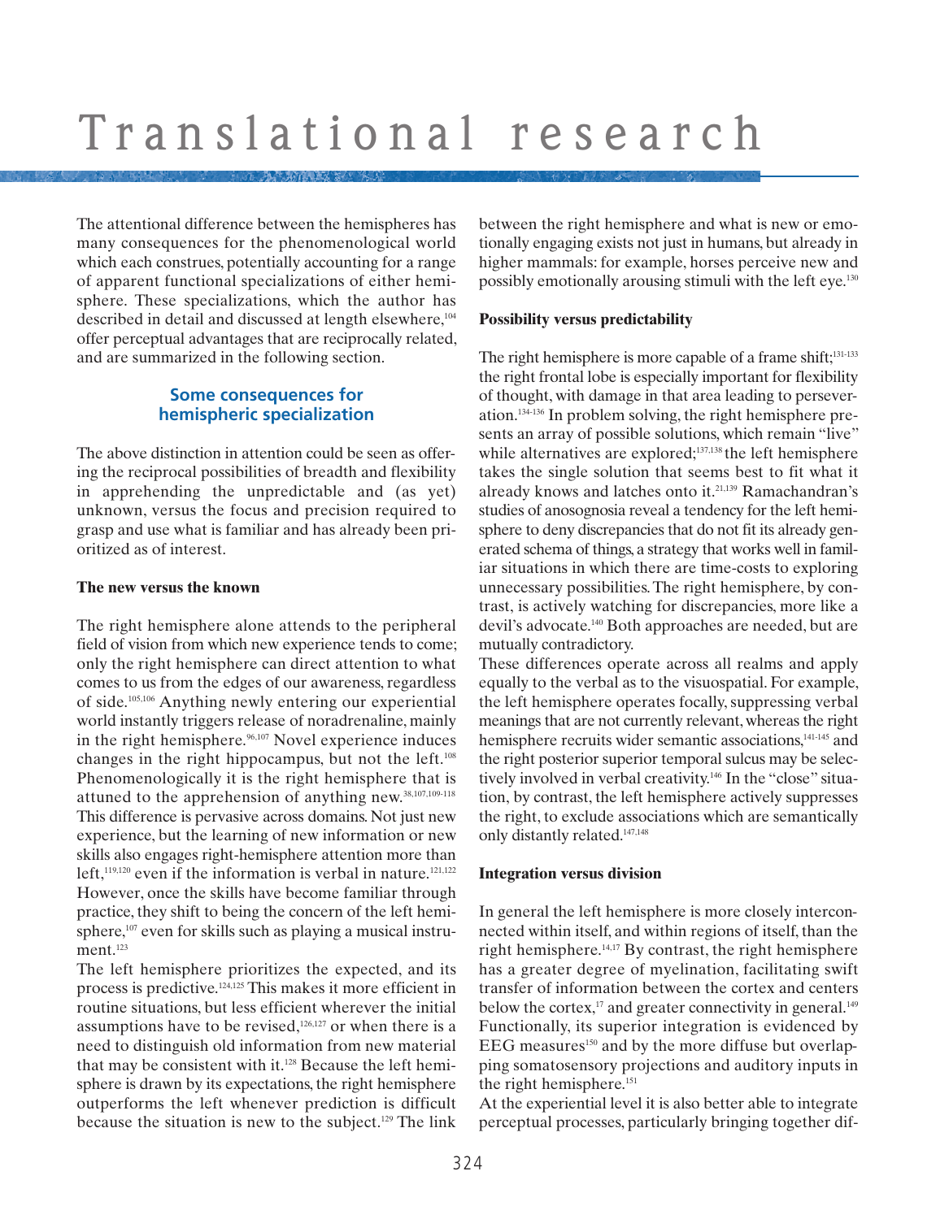The attentional difference between the hemispheres has many consequences for the phenomenological world which each construes, potentially accounting for a range of apparent functional specializations of either hemisphere. These specializations, which the author has described in detail and discussed at length elsewhere,[104] offer perceptual advantages that are reciprocally related, and are summarized in the following section.

## Some consequences for hemispheric specialization

The above distinction in attention could be seen as offering the reciprocal possibilities of breadth and flexibility in apprehending the unpredictable and (as yet) unknown, versus the focus and precision required to grasp and use what is familiar and has already been prioritized as of interest.

### The new versus the known

The right hemisphere alone attends to the peripheral field of vision from which new experience tends to come; only the right hemisphere can direct attention to what comes to us from the edges of our awareness, regardless of side.[105,106] Anything newly entering our experiential world instantly triggers release of noradrenaline, mainly in the right hemisphere.[96,107] Novel experience induces changes in the right hippocampus, but not the left.[108] Phenomenologically it is the right hemisphere that is attuned to the apprehension of anything new.[38,107,109-118] This difference is pervasive across domains. Not just new experience, but the learning of new information or new skills also engages right-hemisphere attention more than left,[119,120] even if the information is verbal in nature.[121,122] However, once the skills have become familiar through practice, they shift to being the concern of the left hemisphere,[107] even for skills such as playing a musical instrument.[123]

The left hemisphere prioritizes the expected, and its process is predictive.[124,125] This makes it more efficient in routine situations, but less efficient wherever the initial assumptions have to be revised,[126,127] or when there is a need to distinguish old information from new material that may be consistent with it.[128] Because the left hemisphere is drawn by its expectations, the right hemisphere outperforms the left whenever prediction is difficult because the situation is new to the subject.[129] The link between the right hemisphere and what is new or emotionally engaging exists not just in humans, but already in higher mammals: for example, horses perceive new and possibly emotionally arousing stimuli with the left eye.[130]

### Possibility versus predictability

The right hemisphere is more capable of a frame shift;[131-133] the right frontal lobe is especially important for flexibility of thought, with damage in that area leading to perseveration.[134-136] In problem solving, the right hemisphere presents an array of possible solutions, which remain "live" while alternatives are explored;[137,138] the left hemisphere takes the single solution that seems best to fit what it already knows and latches onto it.[21,139] Ramachandran's studies of anosognosia reveal a tendency for the left hemisphere to deny discrepancies that do not fit its already generated schema of things, a strategy that works well in familiar situations in which there are time-costs to exploring unnecessary possibilities. The right hemisphere, by contrast, is actively watching for discrepancies, more like a devil's advocate.[140] Both approaches are needed, but are mutually contradictory.

These differences operate across all realms and apply equally to the verbal as to the visuospatial. For example, the left hemisphere operates focally, suppressing verbal meanings that are not currently relevant, whereas the right hemisphere recruits wider semantic associations,[141-145] and the right posterior superior temporal sulcus may be selectively involved in verbal creativity.[146] In the "close" situation, by contrast, the left hemisphere actively suppresses the right, to exclude associations which are semantically only distantly related.[147,148]

### Integration versus division

In general the left hemisphere is more closely interconnected within itself, and within regions of itself, than the right hemisphere.[14,17] By contrast, the right hemisphere has a greater degree of myelination, facilitating swift transfer of information between the cortex and centers below the cortex,[17] and greater connectivity in general.[149] Functionally, its superior integration is evidenced by EEG measures[150] and by the more diffuse but overlapping somatosensory projections and auditory inputs in the right hemisphere.[151]

At the experiential level it is also better able to integrate perceptual processes, particularly bringing together dif-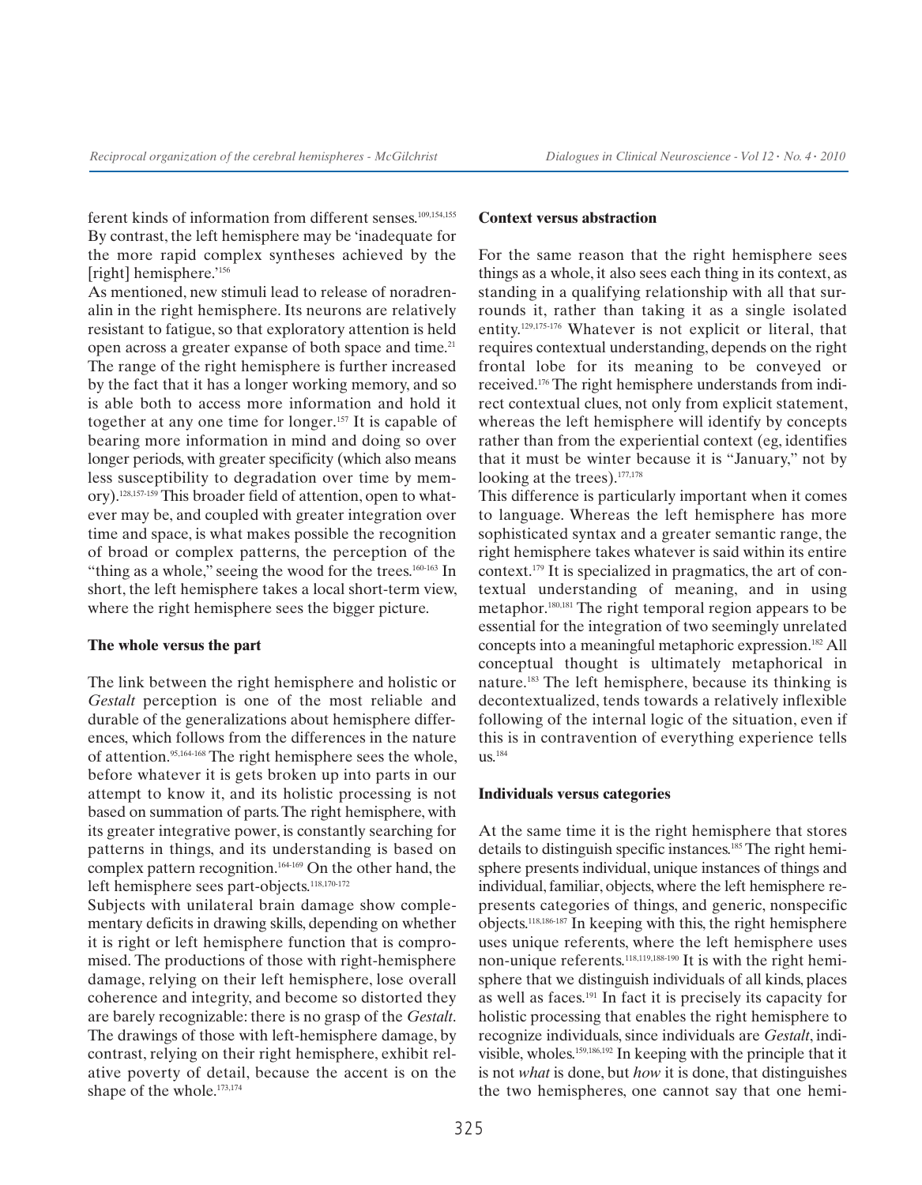ferent kinds of information from different senses.[109,154,155] By contrast, the left hemisphere may be 'inadequate for the more rapid complex syntheses achieved by the [right] hemisphere.'[156]

As mentioned, new stimuli lead to release of noradrenalin in the right hemisphere. Its neurons are relatively resistant to fatigue, so that exploratory attention is held open across a greater expanse of both space and time.[21] The range of the right hemisphere is further increased by the fact that it has a longer working memory, and so is able both to access more information and hold it together at any one time for longer.[157] It is capable of bearing more information in mind and doing so over longer periods, with greater specificity (which also means less susceptibility to degradation over time by memory).[128,157-159] This broader field of attention, open to whatever may be, and coupled with greater integration over time and space, is what makes possible the recognition of broad or complex patterns, the perception of the "thing as a whole," seeing the wood for the trees.[160-163] In short, the left hemisphere takes a local short-term view, where the right hemisphere sees the bigger picture.

### The whole versus the part

The link between the right hemisphere and holistic or *Gestalt* perception is one of the most reliable and durable of the generalizations about hemisphere differences, which follows from the differences in the nature of attention.[95,164-168] The right hemisphere sees the whole, before whatever it is gets broken up into parts in our attempt to know it, and its holistic processing is not based on summation of parts. The right hemisphere, with its greater integrative power, is constantly searching for patterns in things, and its understanding is based on complex pattern recognition.[164-169] On the other hand, the left hemisphere sees part-objects.[118,170-172]

Subjects with unilateral brain damage show complementary deficits in drawing skills, depending on whether it is right or left hemisphere function that is compromised. The productions of those with right-hemisphere damage, relying on their left hemisphere, lose overall coherence and integrity, and become so distorted they are barely recognizable: there is no grasp of the *Gestalt*. The drawings of those with left-hemisphere damage, by contrast, relying on their right hemisphere, exhibit relative poverty of detail, because the accent is on the shape of the whole.[173,174]

### Context versus abstraction

For the same reason that the right hemisphere sees things as a whole, it also sees each thing in its context, as standing in a qualifying relationship with all that surrounds it, rather than taking it as a single isolated entity.[129,175-176] Whatever is not explicit or literal, that requires contextual understanding, depends on the right frontal lobe for its meaning to be conveyed or received.[176] The right hemisphere understands from indirect contextual clues, not only from explicit statement, whereas the left hemisphere will identify by concepts rather than from the experiential context (eg, identifies that it must be winter because it is "January," not by looking at the trees).[177,178]

This difference is particularly important when it comes to language. Whereas the left hemisphere has more sophisticated syntax and a greater semantic range, the right hemisphere takes whatever is said within its entire context.[179] It is specialized in pragmatics, the art of contextual understanding of meaning, and in using metaphor.[180,181] The right temporal region appears to be essential for the integration of two seemingly unrelated concepts into a meaningful metaphoric expression.[182] All conceptual thought is ultimately metaphorical in nature.[183] The left hemisphere, because its thinking is decontextualized, tends towards a relatively inflexible following of the internal logic of the situation, even if this is in contravention of everything experience tells us.[184]

### Individuals versus categories

At the same time it is the right hemisphere that stores details to distinguish specific instances.[185] The right hemisphere presents individual, unique instances of things and individual, familiar, objects, where the left hemisphere represents categories of things, and generic, nonspecific objects.[118,186-187] In keeping with this, the right hemisphere uses unique referents, where the left hemisphere uses non-unique referents.[118,119,188-190] It is with the right hemisphere that we distinguish individuals of all kinds, places as well as faces.[191] In fact it is precisely its capacity for holistic processing that enables the right hemisphere to recognize individuals, since individuals are *Gestalt*, indivisible, wholes.[159,186,192] In keeping with the principle that it is not *what* is done, but *how* it is done, that distinguishes the two hemispheres, one cannot say that one hemi-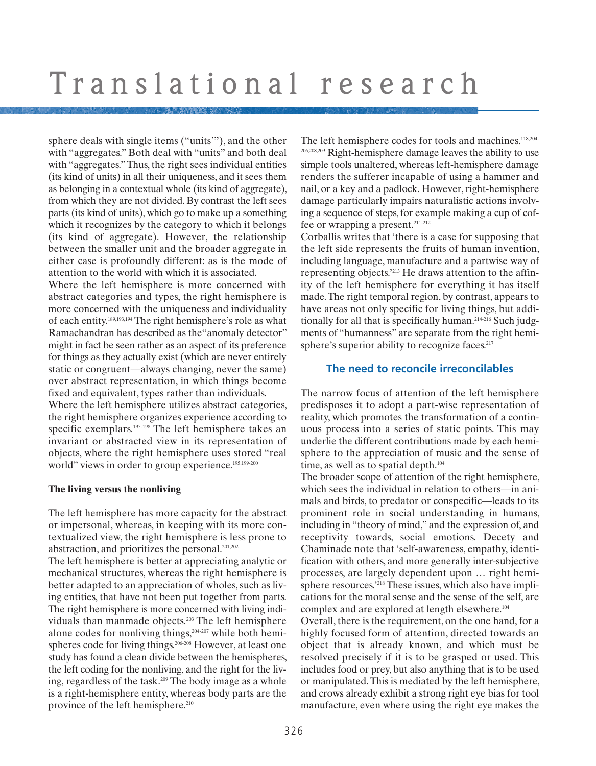sphere deals with single items ("units'"), and the other with "aggregates." Both deal with "units" and both deal with "aggregates." Thus, the right sees individual entities (its kind of units) in all their uniqueness, and it sees them as belonging in a contextual whole (its kind of aggregate), from which they are not divided. By contrast the left sees parts (its kind of units), which go to make up a something which it recognizes by the category to which it belongs (its kind of aggregate). However, the relationship between the smaller unit and the broader aggregate in either case is profoundly different: as is the mode of attention to the world with which it is associated.

Where the left hemisphere is more concerned with abstract categories and types, the right hemisphere is more concerned with the uniqueness and individuality of each entity.[189,193,194] The right hemisphere's role as what Ramachandran has described as the "anomaly detector" might in fact be seen rather as an aspect of its preference for things as they actually exist (which are never entirely static or congruent—always changing, never the same) over abstract representation, in which things become fixed and equivalent, types rather than individuals.

Where the left hemisphere utilizes abstract categories, the right hemisphere organizes experience according to specific exemplars.[195-198] The left hemisphere takes an invariant or abstracted view in its representation of objects, where the right hemisphere uses stored "real world" views in order to group experience.[195,199-200]

### The living versus the nonliving

The left hemisphere has more capacity for the abstract or impersonal, whereas, in keeping with its more contextualized view, the right hemisphere is less prone to abstraction, and prioritizes the personal.[201,202]

The left hemisphere is better at appreciating analytic or mechanical structures, whereas the right hemisphere is better adapted to an appreciation of wholes, such as living entities, that have not been put together from parts. The right hemisphere is more concerned with living individuals than manmade objects.[203] The left hemisphere alone codes for nonliving things,[204-207] while both hemispheres code for living things.[206-208] However, at least one study has found a clean divide between the hemispheres, the left coding for the nonliving, and the right for the living, regardless of the task.[209] The body image as a whole is a right-hemisphere entity, whereas body parts are the province of the left hemisphere.[210]

The left hemisphere codes for tools and machines.[118,204-206,208,209] Right-hemisphere damage leaves the ability to use simple tools unaltered, whereas left-hemisphere damage renders the sufferer incapable of using a hammer and nail, or a key and a padlock. However, right-hemisphere damage particularly impairs naturalistic actions involving a sequence of steps, for example making a cup of coffee or wrapping a present.[211-212]

Corballis writes that 'there is a case for supposing that the left side represents the fruits of human invention, including language, manufacture and a partwise way of representing objects.'[213] He draws attention to the affinity of the left hemisphere for everything it has itself made. The right temporal region, by contrast, appears to have areas not only specific for living things, but additionally for all that is specifically human.[214-216] Such judgments of "humanness" are separate from the right hemisphere's superior ability to recognize faces.[217]

## The need to reconcile irreconcilables

The narrow focus of attention of the left hemisphere predisposes it to adopt a part-wise representation of reality, which promotes the transformation of a continuous process into a series of static points. This may underlie the different contributions made by each hemisphere to the appreciation of music and the sense of time, as well as to spatial depth.[104]

The broader scope of attention of the right hemisphere, which sees the individual in relation to others—in animals and birds, to predator or conspecific—leads to its prominent role in social understanding in humans, including in "theory of mind," and the expression of, and receptivity towards, social emotions. Decety and Chaminade note that 'self-awareness, empathy, identification with others, and more generally inter-subjective processes, are largely dependent upon … right hemisphere resources.'[218] These issues, which also have implications for the moral sense and the sense of the self, are complex and are explored at length elsewhere.[104]

Overall, there is the requirement, on the one hand, for a highly focused form of attention, directed towards an object that is already known, and which must be resolved precisely if it is to be grasped or used. This includes food or prey, but also anything that is to be used or manipulated. This is mediated by the left hemisphere, and crows already exhibit a strong right eye bias for tool manufacture, even where using the right eye makes the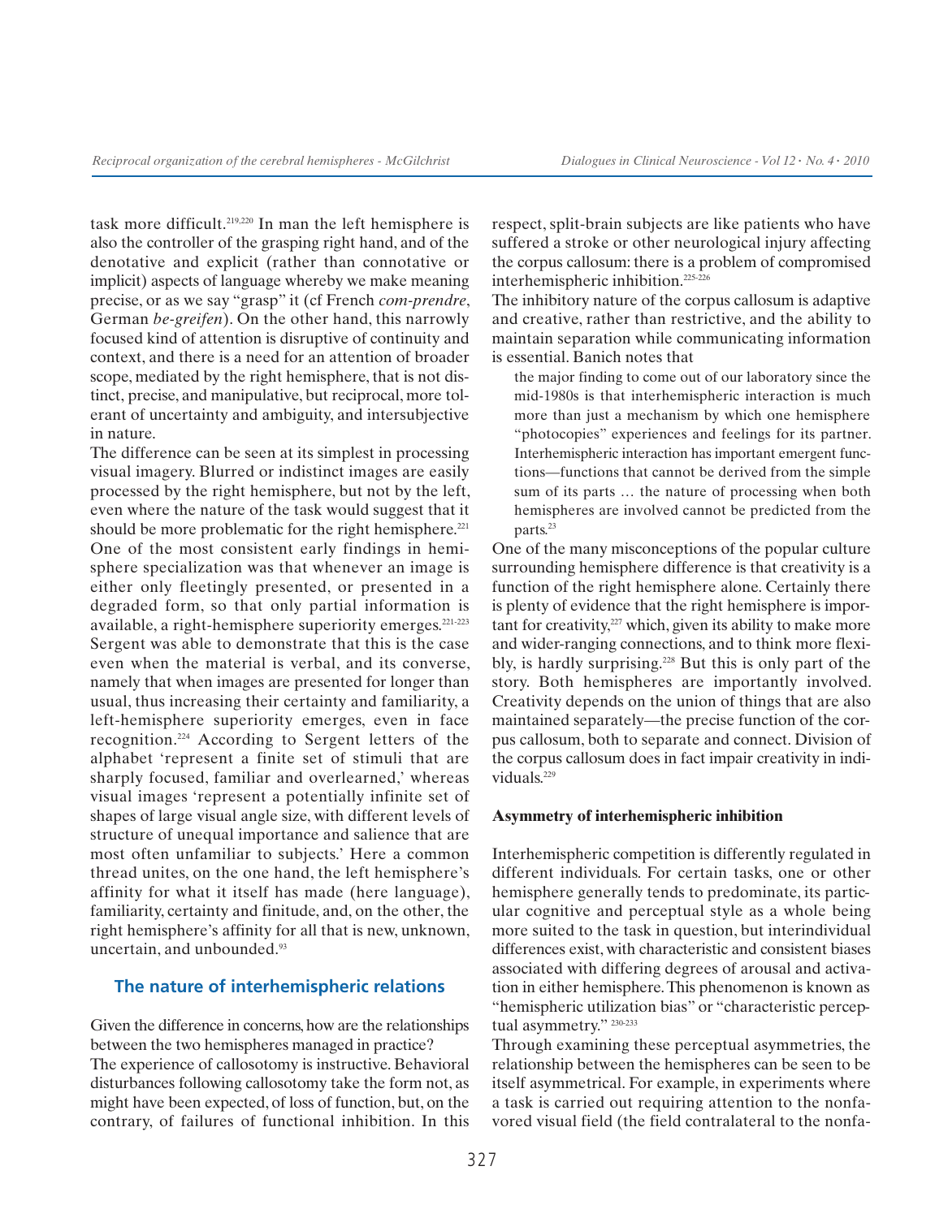task more difficult.[219,220] In man the left hemisphere is also the controller of the grasping right hand, and of the denotative and explicit (rather than connotative or implicit) aspects of language whereby we make meaning precise, or as we say "grasp" it (cf French *com-prendre*, German *be-greifen*). On the other hand, this narrowly focused kind of attention is disruptive of continuity and context, and there is a need for an attention of broader scope, mediated by the right hemisphere, that is not distinct, precise, and manipulative, but reciprocal, more tolerant of uncertainty and ambiguity, and intersubjective in nature.

The difference can be seen at its simplest in processing visual imagery. Blurred or indistinct images are easily processed by the right hemisphere, but not by the left, even where the nature of the task would suggest that it should be more problematic for the right hemisphere.[221] One of the most consistent early findings in hemisphere specialization was that whenever an image is either only fleetingly presented, or presented in a degraded form, so that only partial information is available, a right-hemisphere superiority emerges.[221-223] Sergent was able to demonstrate that this is the case even when the material is verbal, and its converse, namely that when images are presented for longer than usual, thus increasing their certainty and familiarity, a left-hemisphere superiority emerges, even in face recognition.[224] According to Sergent letters of the alphabet 'represent a finite set of stimuli that are sharply focused, familiar and overlearned,' whereas visual images 'represent a potentially infinite set of shapes of large visual angle size, with different levels of structure of unequal importance and salience that are most often unfamiliar to subjects.' Here a common thread unites, on the one hand, the left hemisphere's affinity for what it itself has made (here language), familiarity, certainty and finitude, and, on the other, the right hemisphere's affinity for all that is new, unknown, uncertain, and unbounded.[93]

## The nature of interhemispheric relations

Given the difference in concerns, how are the relationships between the two hemispheres managed in practice?

The experience of callosotomy is instructive. Behavioral disturbances following callosotomy take the form not, as might have been expected, of loss of function, but, on the contrary, of failures of functional inhibition. In this respect, split-brain subjects are like patients who have suffered a stroke or other neurological injury affecting the corpus callosum: there is a problem of compromised interhemispheric inhibition.[225-226]

The inhibitory nature of the corpus callosum is adaptive and creative, rather than restrictive, and the ability to maintain separation while communicating information is essential. Banich notes that

> the major finding to come out of our laboratory since the mid-1980s is that interhemispheric interaction is much more than just a mechanism by which one hemisphere "photocopies" experiences and feelings for its partner. Interhemispheric interaction has important emergent functions—functions that cannot be derived from the simple sum of its parts … the nature of processing when both hemispheres are involved cannot be predicted from the parts.[23]

One of the many misconceptions of the popular culture surrounding hemisphere difference is that creativity is a function of the right hemisphere alone. Certainly there is plenty of evidence that the right hemisphere is important for creativity,[227] which, given its ability to make more and wider-ranging connections, and to think more flexibly, is hardly surprising.[228] But this is only part of the story. Both hemispheres are importantly involved. Creativity depends on the union of things that are also maintained separately—the precise function of the corpus callosum, both to separate and connect. Division of the corpus callosum does in fact impair creativity in individuals.[229]

### Asymmetry of interhemispheric inhibition

Interhemispheric competition is differently regulated in different individuals. For certain tasks, one or other hemisphere generally tends to predominate, its particular cognitive and perceptual style as a whole being more suited to the task in question, but interindividual differences exist, with characteristic and consistent biases associated with differing degrees of arousal and activation in either hemisphere. This phenomenon is known as "hemispheric utilization bias" or "characteristic perceptual asymmetry."[230-233]

Through examining these perceptual asymmetries, the relationship between the hemispheres can be seen to be itself asymmetrical. For example, in experiments where a task is carried out requiring attention to the nonfavored visual field (the field contralateral to the nonfa-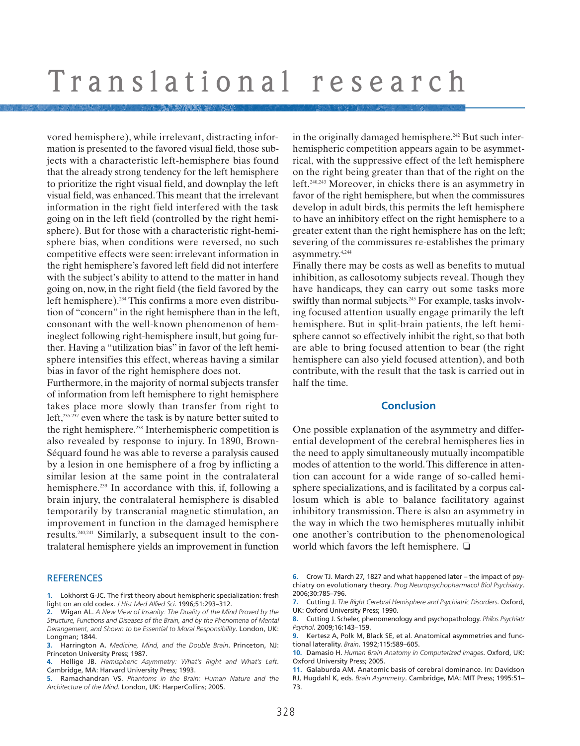vored hemisphere), while irrelevant, distracting information is presented to the favored visual field, those subjects with a characteristic left-hemisphere bias found that the already strong tendency for the left hemisphere to prioritize the right visual field, and downplay the left visual field, was enhanced. This meant that the irrelevant information in the right field interfered with the task going on in the left field (controlled by the right hemisphere). But for those with a characteristic right-hemisphere bias, when conditions were reversed, no such competitive effects were seen: irrelevant information in the right hemisphere's favored left field did not interfere with the subject's ability to attend to the matter in hand going on, now, in the right field (the field favored by the left hemisphere).[234] This confirms a more even distribution of "concern" in the right hemisphere than in the left, consonant with the well-known phenomenon of hemineglect following right-hemisphere insult, but going further. Having a "utilization bias" in favor of the left hemisphere intensifies this effect, whereas having a similar bias in favor of the right hemisphere does not.

Furthermore, in the majority of normal subjects transfer of information from left hemisphere to right hemisphere takes place more slowly than transfer from right to left,[235-237] even where the task is by nature better suited to the right hemisphere.[238] Interhemispheric competition is also revealed by response to injury. In 1890, Brown-Séquard found he was able to reverse a paralysis caused by a lesion in one hemisphere of a frog by inflicting a similar lesion at the same point in the contralateral hemisphere.[239] In accordance with this, if, following a brain injury, the contralateral hemisphere is disabled temporarily by transcranial magnetic stimulation, an improvement in function in the damaged hemisphere results.[240,241] Similarly, a subsequent insult to the contralateral hemisphere yields an improvement in function in the originally damaged hemisphere.[242] But such interhemispheric competition appears again to be asymmetrical, with the suppressive effect of the left hemisphere on the right being greater than that of the right on the left.[240,243] Moreover, in chicks there is an asymmetry in favor of the right hemisphere, but when the commissures develop in adult birds, this permits the left hemisphere to have an inhibitory effect on the right hemisphere to a greater extent than the right hemisphere has on the left; severing of the commissures re-establishes the primary asymmetry.[4,244]

Finally there may be costs as well as benefits to mutual inhibition, as callosotomy subjects reveal. Though they have handicaps, they can carry out some tasks more swiftly than normal subjects.[245] For example, tasks involving focused attention usually engage primarily the left hemisphere. But in split-brain patients, the left hemisphere cannot so effectively inhibit the right, so that both are able to bring focused attention to bear (the right hemisphere can also yield focused attention), and both contribute, with the result that the task is carried out in half the time.

## Conclusion

One possible explanation of the asymmetry and differential development of the cerebral hemispheres lies in the need to apply simultaneously mutually incompatible modes of attention to the world. This difference in attention can account for a wide range of so-called hemisphere specializations, and is facilitated by a corpus callosum which is able to balance facilitatory against inhibitory transmission. There is also an asymmetry in the way in which the two hemispheres mutually inhibit one another's contribution to the phenomenological world which favors the left hemisphere. ❑

## REFERENCES

1. Lokhorst G-JC. The first theory about hemispheric specialization: fresh light on an old codex. *J Hist Med Allied Sci*. 1996;51:293–312.
2. Wigan AL. *A New View of Insanity: The Duality of the Mind Proved by the Structure, Functions and Diseases of the Brain, and by the Phenomena of Mental Derangement, and Shown to be Essential to Moral Responsibility*. London, UK: Longman; 1844.
3. Harrington A. *Medicine, Mind, and the Double Brain*. Princeton, NJ: Princeton University Press; 1987.
4. Hellige JB. *Hemispheric Asymmetry: What's Right and What's Left*. Cambridge, MA: Harvard University Press; 1993.
5. Ramachandran VS. *Phantoms in the Brain: Human Nature and the Architecture of the Mind*. London, UK: HarperCollins; 2005.
6. Crow TJ. March 27, 1827 and what happened later – the impact of psychiatry on evolutionary theory. *Prog Neuropsychopharmacol Biol Psychiatry*. 2006;30:785–796.
7. Cutting J. *The Right Cerebral Hemisphere and Psychiatric Disorders*. Oxford, UK: Oxford University Press; 1990.
8. Cutting J. Scheler, phenomenology and psychopathology. *Philos Psychiatr Psychol*. 2009;16:143–159.
9. Kertesz A, Polk M, Black SE, et al. Anatomical asymmetries and functional laterality. *Brain*. 1992;115:589–605.
10. Damasio H. *Human Brain Anatomy in Computerized Images*. Oxford, UK: Oxford University Press; 2005.
11. Galaburda AM. Anatomic basis of cerebral dominance. In: Davidson RJ, Hugdahl K, eds. *Brain Asymmetry*. Cambridge, MA: MIT Press; 1995:51–73.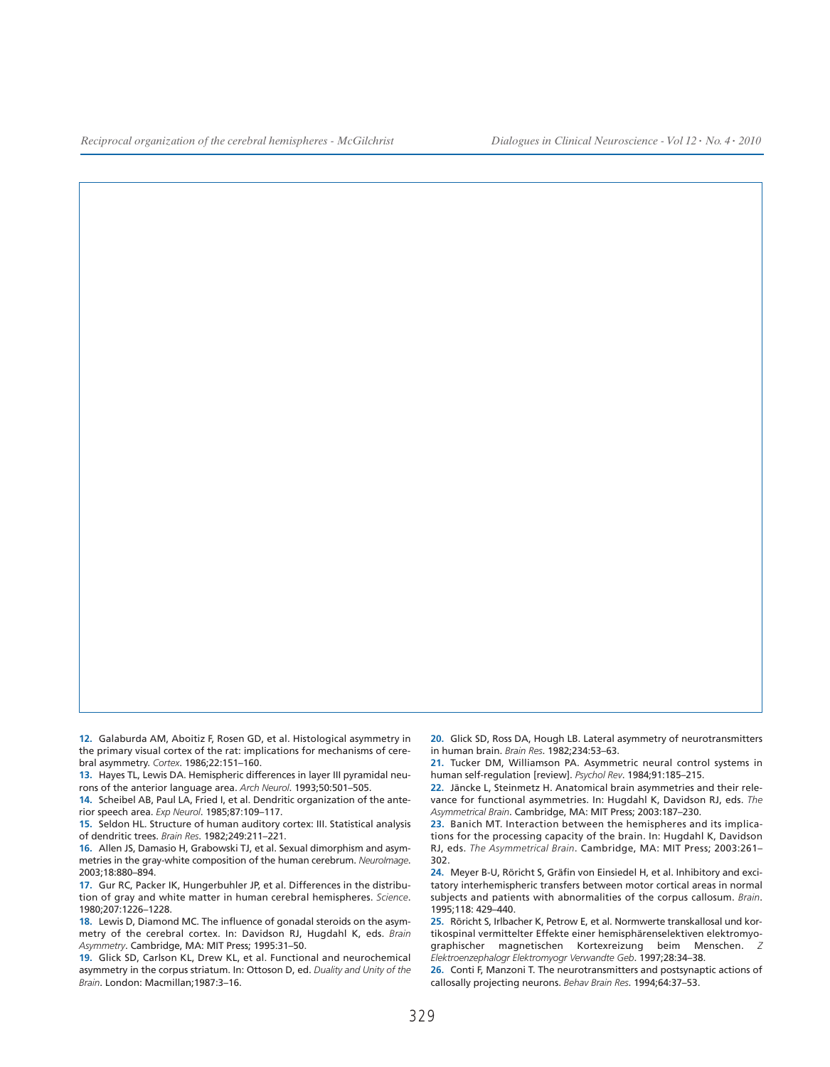**12.** Galaburda AM, Aboitiz F, Rosen GD, et al. Histological asymmetry in the primary visual cortex of the rat: implications for mechanisms of cerebral asymmetry. *Cortex*. 1986;22:151–160.

**13.** Hayes TL, Lewis DA. Hemispheric differences in layer III pyramidal neurons of the anterior language area. *Arch Neurol*. 1993;50:501–505.

**14.** Scheibel AB, Paul LA, Fried I, et al. Dendritic organization of the anterior speech area. *Exp Neurol*. 1985;87:109–117.

**15.** Seldon HL. Structure of human auditory cortex: III. Statistical analysis of dendritic trees. *Brain Res*. 1982;249:211–221.

**16.** Allen JS, Damasio H, Grabowski TJ, et al. Sexual dimorphism and asymmetries in the gray-white composition of the human cerebrum. *NeuroImage*. 2003;18:880–894.

**17.** Gur RC, Packer IK, Hungerbuhler JP, et al. Differences in the distribution of gray and white matter in human cerebral hemispheres. *Science*. 1980;207:1226–1228.

**18.** Lewis D, Diamond MC. The influence of gonadal steroids on the asymmetry of the cerebral cortex. In: Davidson RJ, Hugdahl K, eds. *Brain Asymmetry*. Cambridge, MA: MIT Press; 1995:31–50.

**19.** Glick SD, Carlson KL, Drew KL, et al. Functional and neurochemical asymmetry in the corpus striatum. In: Ottoson D, ed. *Duality and Unity of the Brain*. London: Macmillan;1987:3–16.

**20.** Glick SD, Ross DA, Hough LB. Lateral asymmetry of neurotransmitters in human brain. *Brain Res*. 1982;234:53–63.

**21.** Tucker DM, Williamson PA. Asymmetric neural control systems in human self-regulation [review]. *Psychol Rev*. 1984;91:185–215.

**22.** Jäncke L, Steinmetz H. Anatomical brain asymmetries and their relevance for functional asymmetries. In: Hugdahl K, Davidson RJ, eds. *The Asymmetrical Brain*. Cambridge, MA: MIT Press; 2003:187–230.

**23.** Banich MT. Interaction between the hemispheres and its implications for the processing capacity of the brain. In: Hugdahl K, Davidson RJ, eds. *The Asymmetrical Brain*. Cambridge, MA: MIT Press; 2003:261–302.

**24.** Meyer B-U, Röricht S, Gräfin von Einsiedel H, et al. Inhibitory and excitatory interhemispheric transfers between motor cortical areas in normal subjects and patients with abnormalities of the corpus callosum. *Brain*. 1995;118: 429–440.

**25.** Röricht S, Irlbacher K, Petrow E, et al. Normwerte transkallosal und kortikospinal vermittelter Effekte einer hemisphärenselektiven elektromyographischer magnetischen Kortexreizung beim Menschen. *Z Elektroenzephalogr Elektromyogr Verwandte Geb*. 1997;28:34–38.

**26.** Conti F, Manzoni T. The neurotransmitters and postsynaptic actions of callosally projecting neurons. *Behav Brain Res*. 1994;64:37–53.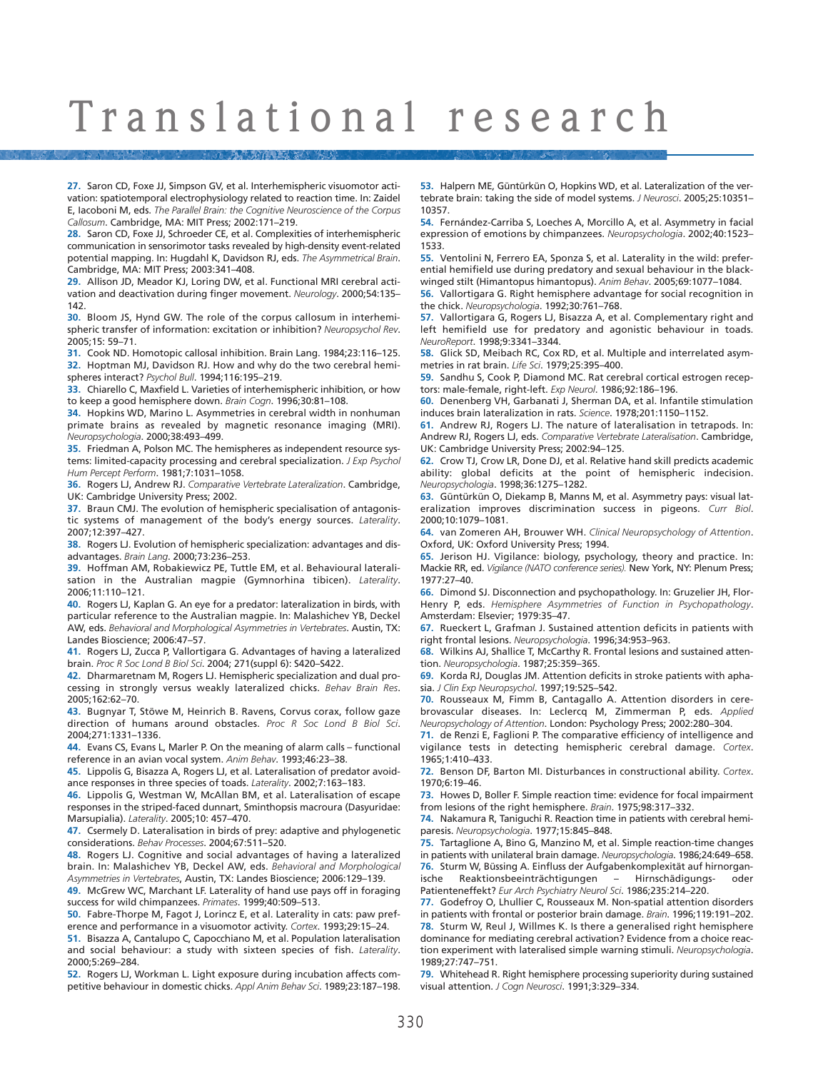27. Saron CD, Foxe JJ, Simpson GV, et al. Interhemispheric visuomotor activation: spatiotemporal electrophysiology related to reaction time. In: Zaidel E, Iacoboni M, eds. *The Parallel Brain: the Cognitive Neuroscience of the Corpus Callosum*. Cambridge, MA: MIT Press; 2002:171–219.

28. Saron CD, Foxe JJ, Schroeder CE, et al. Complexities of interhemispheric communication in sensorimotor tasks revealed by high-density event-related potential mapping. In: Hugdahl K, Davidson RJ, eds. *The Asymmetrical Brain*. Cambridge, MA: MIT Press; 2003:341–408.

29. Allison JD, Meador KJ, Loring DW, et al. Functional MRI cerebral activation and deactivation during finger movement. *Neurology*. 2000;54:135–142.

30. Bloom JS, Hynd GW. The role of the corpus callosum in interhemispheric transfer of information: excitation or inhibition? *Neuropsychol Rev*. 2005;15: 59–71.

31. Cook ND. Homotopic callosal inhibition. Brain Lang. 1984;23:116–125.

32. Hoptman MJ, Davidson RJ. How and why do the two cerebral hemispheres interact? *Psychol Bull*. 1994;116:195–219.

33. Chiarello C, Maxfield L. Varieties of interhemispheric inhibition, or how to keep a good hemisphere down. *Brain Cogn*. 1996;30:81–108.

34. Hopkins WD, Marino L. Asymmetries in cerebral width in nonhuman primate brains as revealed by magnetic resonance imaging (MRI). *Neuropsychologia*. 2000;38:493–499.

35. Friedman A, Polson MC. The hemispheres as independent resource systems: limited-capacity processing and cerebral specialization. *J Exp Psychol Hum Percept Perform*. 1981;7:1031–1058.

36. Rogers LJ, Andrew RJ. *Comparative Vertebrate Lateralization*. Cambridge, UK: Cambridge University Press; 2002.

37. Braun CMJ. The evolution of hemispheric specialisation of antagonistic systems of management of the body's energy sources. *Laterality*. 2007;12:397–427.

38. Rogers LJ. Evolution of hemispheric specialization: advantages and disadvantages. *Brain Lang*. 2000;73:236–253.

39. Hoffman AM, Robakiewicz PE, Tuttle EM, et al. Behavioural lateralisation in the Australian magpie (Gymnorhina tibicen). *Laterality*. 2006;11:110–121.

40. Rogers LJ, Kaplan G. An eye for a predator: lateralization in birds, with particular reference to the Australian magpie. In: Malashichev YB, Deckel AW, eds. *Behavioral and Morphological Asymmetries in Vertebrates*. Austin, TX: Landes Bioscience; 2006:47–57.

41. Rogers LJ, Zucca P, Vallortigara G. Advantages of having a lateralized brain. *Proc R Soc Lond B Biol Sci*. 2004; 271(suppl 6): S420–S422.

42. Dharmaretnam M, Rogers LJ. Hemispheric specialization and dual processing in strongly versus weakly lateralized chicks. *Behav Brain Res*. 2005;162:62–70.

43. Bugnyar T, Stöwe M, Heinrich B. Ravens, Corvus corax, follow gaze direction of humans around obstacles. *Proc R Soc Lond B Biol Sci*. 2004;271:1331–1336.

44. Evans CS, Evans L, Marler P. On the meaning of alarm calls – functional reference in an avian vocal system. *Anim Behav*. 1993;46:23–38.

45. Lippolis G, Bisazza A, Rogers LJ, et al. Lateralisation of predator avoidance responses in three species of toads. *Laterality*. 2002;7:163–183.

46. Lippolis G, Westman W, McAllan BM, et al. Lateralisation of escape responses in the striped-faced dunnart, Sminthopsis macroura (Dasyuridae: Marsupialia). *Laterality*. 2005;10: 457–470.

47. Csermely D. Lateralisation in birds of prey: adaptive and phylogenetic considerations. *Behav Processes*. 2004;67:511–520.

48. Rogers LJ. Cognitive and social advantages of having a lateralized brain. In: Malashichev YB, Deckel AW, eds. *Behavioral and Morphological Asymmetries in Vertebrates*, Austin, TX: Landes Bioscience; 2006:129–139.

49. McGrew WC, Marchant LF. Laterality of hand use pays off in foraging success for wild chimpanzees. *Primates*. 1999;40:509–513.

50. Fabre-Thorpe M, Fagot J, Lorincz E, et al. Laterality in cats: paw preference and performance in a visuomotor activity. *Cortex*. 1993;29:15–24.

51. Bisazza A, Cantalupo C, Capocchiano M, et al. Population lateralisation and social behaviour: a study with sixteen species of fish. *Laterality*. 2000;5:269–284.

52. Rogers LJ, Workman L. Light exposure during incubation affects competitive behaviour in domestic chicks. *Appl Anim Behav Sci*. 1989;23:187–198.

53. Halpern ME, Güntürkün O, Hopkins WD, et al. Lateralization of the vertebrate brain: taking the side of model systems. *J Neurosci*. 2005;25:10351–10357.

54. Fernández-Carriba S, Loeches A, Morcillo A, et al. Asymmetry in facial expression of emotions by chimpanzees. *Neuropsychologia*. 2002;40:1523–1533.

55. Ventolini N, Ferrero EA, Sponza S, et al. Laterality in the wild: preferential hemifield use during predatory and sexual behaviour in the black-winged stilt (Himantopus himantopus). *Anim Behav*. 2005;69:1077–1084.

56. Vallortigara G. Right hemisphere advantage for social recognition in the chick. *Neuropsychologia*. 1992;30:761–768.

57. Vallortigara G, Rogers LJ, Bisazza A, et al. Complementary right and left hemifield use for predatory and agonistic behaviour in toads. *NeuroReport*. 1998;9:3341–3344.

58. Glick SD, Meibach RC, Cox RD, et al. Multiple and interrelated asymmetries in rat brain. *Life Sci*. 1979;25:395–400.

59. Sandhu S, Cook P, Diamond MC. Rat cerebral cortical estrogen receptors: male-female, right-left. *Exp Neurol*. 1986;92:186–196.

60. Denenberg VH, Garbanati J, Sherman DA, et al. Infantile stimulation induces brain lateralization in rats. *Science*. 1978;201:1150–1152.

61. Andrew RJ, Rogers LJ. The nature of lateralisation in tetrapods. In: Andrew RJ, Rogers LJ, eds. *Comparative Vertebrate Lateralisation*. Cambridge, UK: Cambridge University Press; 2002:94–125.

62. Crow TJ, Crow LR, Done DJ, et al. Relative hand skill predicts academic ability: global deficits at the point of hemispheric indecision. *Neuropsychologia*. 1998;36:1275–1282.

63. Güntürkün O, Diekamp B, Manns M, et al. Asymmetry pays: visual lateralization improves discrimination success in pigeons. *Curr Biol*. 2000;10:1079–1081.

64. van Zomeren AH, Brouwer WH. *Clinical Neuropsychology of Attention*. Oxford, UK: Oxford University Press; 1994.

65. Jerison HJ. Vigilance: biology, psychology, theory and practice. In: Mackie RR, ed. *Vigilance (NATO conference series).* New York, NY: Plenum Press; 1977:27–40.

66. Dimond SJ. Disconnection and psychopathology. In: Gruzelier JH, Flor-Henry P, eds. *Hemisphere Asymmetries of Function in Psychopathology*. Amsterdam: Elsevier; 1979:35–47.

67. Rueckert L, Grafman J. Sustained attention deficits in patients with right frontal lesions. *Neuropsychologia*. 1996;34:953–963.

68. Wilkins AJ, Shallice T, McCarthy R. Frontal lesions and sustained attention. *Neuropsychologia*. 1987;25:359–365.

69. Korda RJ, Douglas JM. Attention deficits in stroke patients with aphasia. *J Clin Exp Neuropsychol*. 1997;19:525–542.

70. Rousseaux M, Fimm B, Cantagallo A. Attention disorders in cerebrovascular diseases. In: Leclercq M, Zimmerman P, eds. *Applied Neuropsychology of Attention*. London: Psychology Press; 2002:280–304.

71. de Renzi E, Faglioni P. The comparative efficiency of intelligence and vigilance tests in detecting hemispheric cerebral damage. *Cortex*. 1965;1:410–433.

72. Benson DF, Barton MI. Disturbances in constructional ability. *Cortex*. 1970;6:19–46.

73. Howes D, Boller F. Simple reaction time: evidence for focal impairment from lesions of the right hemisphere. *Brain*. 1975;98:317–332.

74. Nakamura R, Taniguchi R. Reaction time in patients with cerebral hemiparesis. *Neuropsychologia*. 1977;15:845–848.

75. Tartaglione A, Bino G, Manzino M, et al. Simple reaction-time changes in patients with unilateral brain damage. *Neuropsychologia*. 1986;24:649–658.

76. Sturm W, Büssing A. Einfluss der Aufgabenkomplexität auf hirnorganische Reaktionsbeeinträchtigungen – Hirnschädigungs- oder Patienteneffekt? *Eur Arch Psychiatry Neurol Sci*. 1986;235:214–220.

77. Godefroy O, Lhullier C, Rousseaux M. Non-spatial attention disorders in patients with frontal or posterior brain damage. *Brain*. 1996;119:191–202.

78. Sturm W, Reul J, Willmes K. Is there a generalised right hemisphere dominance for mediating cerebral activation? Evidence from a choice reaction experiment with lateralised simple warning stimuli. *Neuropsychologia*. 1989;27:747–751.

79. Whitehead R. Right hemisphere processing superiority during sustained visual attention. *J Cogn Neurosci*. 1991;3:329–334.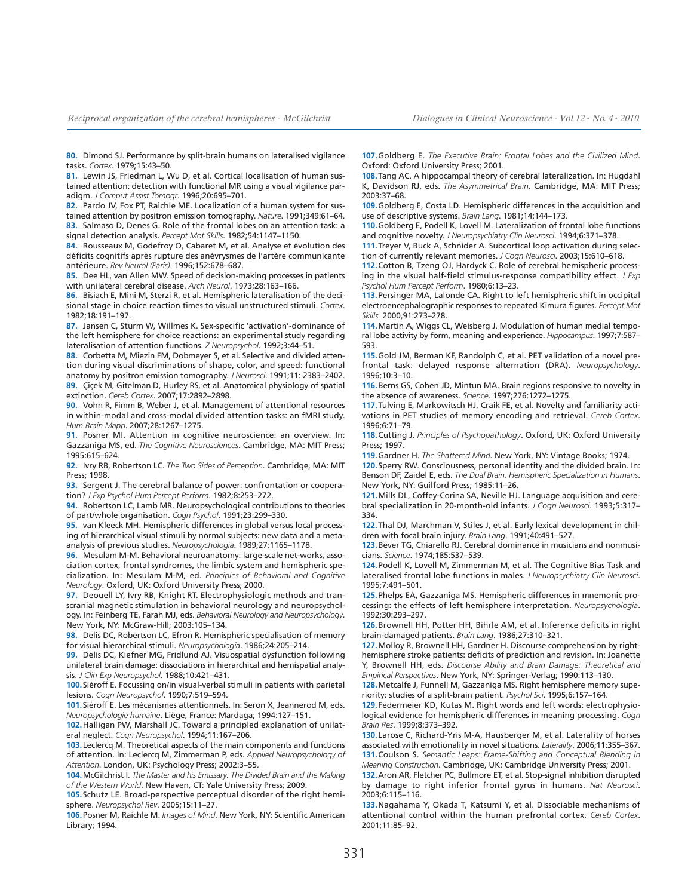80. Dimond SJ. Performance by split-brain humans on lateralised vigilance tasks. *Cortex*. 1979;15:43–50.

81. Lewin JS, Friedman L, Wu D, et al. Cortical localisation of human sustained attention: detection with functional MR using a visual vigilance paradigm. *J Comput Assist Tomogr*. 1996;20:695–701.

82. Pardo JV, Fox PT, Raichle ME. Localization of a human system for sustained attention by positron emission tomography. *Nature*. 1991;349:61–64.

83. Salmaso D, Denes G. Role of the frontal lobes on an attention task: a signal detection analysis. *Percept Mot Skills*. 1982;54:1147–1150.

84. Rousseaux M, Godefroy O, Cabaret M, et al. Analyse et évolution des déficits cognitifs après rupture des anévrysmes de l'artère communicante antérieure. *Rev Neurol (Paris).* 1996;152:678–687.

85. Dee HL, van Allen MW. Speed of decision-making processes in patients with unilateral cerebral disease. *Arch Neurol*. 1973;28:163–166.

86. Bisiach E, Mini M, Sterzi R, et al. Hemispheric lateralisation of the decisional stage in choice reaction times to visual unstructured stimuli. *Cortex*. 1982;18:191–197.

87. Jansen C, Sturm W, Willmes K. Sex-specific 'activation'-dominance of the left hemisphere for choice reactions: an experimental study regarding lateralisation of attention functions. *Z Neuropsychol*. 1992;3:44–51.

88. Corbetta M, Miezin FM, Dobmeyer S, et al. Selective and divided attention during visual discriminations of shape, color, and speed: functional anatomy by positron emission tomography. *J Neurosci*. 1991;11: 2383–2402.

89. Çiçek M, Gitelman D, Hurley RS, et al. Anatomical physiology of spatial extinction. *Cereb Cortex*. 2007;17:2892–2898.

90. Vohn R, Fimm B, Weber J, et al. Management of attentional resources in within-modal and cross-modal divided attention tasks: an fMRI study. *Hum Brain Mapp*. 2007;28:1267–1275.

91. Posner MI. Attention in cognitive neuroscience: an overview. In: Gazzaniga MS, ed. *The Cognitive Neurosciences*. Cambridge, MA: MIT Press; 1995:615–624.

92. Ivry RB, Robertson LC. *The Two Sides of Perception*. Cambridge, MA: MIT Press; 1998.

93. Sergent J. The cerebral balance of power: confrontation or cooperation? *J Exp Psychol Hum Percept Perform*. 1982;8:253–272.

94. Robertson LC, Lamb MR. Neuropsychological contributions to theories of part/whole organisation. *Cogn Psychol*. 1991;23:299–330.

95. van Kleeck MH. Hemispheric differences in global versus local processing of hierarchical visual stimuli by normal subjects: new data and a meta-analysis of previous studies. *Neuropsychologia*. 1989;27:1165–1178.

96. Mesulam M-M. Behavioral neuroanatomy: large-scale net-works, association cortex, frontal syndromes, the limbic system and hemispheric specialization. In: Mesulam M-M, ed. *Principles of Behavioral and Cognitive Neurology*. Oxford, UK: Oxford University Press; 2000.

97. Deouell LY, Ivry RB, Knight RT. Electrophysiologic methods and transcranial magnetic stimulation in behavioral neurology and neuropsychology. In: Feinberg TE, Farah MJ, eds. *Behavioral Neurology and Neuropsychology*. New York, NY: McGraw-Hill; 2003:105–134.

98. Delis DC, Robertson LC, Efron R. Hemispheric specialisation of memory for visual hierarchical stimuli. *Neuropsychologia*. 1986;24:205–214.

99. Delis DC, Kiefner MG, Fridlund AJ. Visuospatial dysfunction following unilateral brain damage: dissociations in hierarchical and hemispatial analysis. *J Clin Exp Neuropsychol*. 1988;10:421–431.

100. Siéroff E. Focussing on/in visual-verbal stimuli in patients with parietal lesions. *Cogn Neuropsychol*. 1990;7:519–594.

101. Siéroff E. Les mécanismes attentionnels. In: Seron X, Jeannerod M, eds. *Neuropsychologie humaine*. Liège, France: Mardaga; 1994:127–151.

102. Halligan PW, Marshall JC. Toward a principled explanation of unilateral neglect. *Cogn Neuropsychol*. 1994;11:167–206.

103. Leclercq M. Theoretical aspects of the main components and functions of attention. In: Leclercq M, Zimmerman P, eds. *Applied Neuropsychology of Attention*. London, UK: Psychology Press; 2002:3–55.

104. McGilchrist I. *The Master and his Emissary: The Divided Brain and the Making of the Western World*. New Haven, CT: Yale University Press; 2009.

105. Schutz LE. Broad-perspective perceptual disorder of the right hemisphere. *Neuropsychol Rev*. 2005;15:11–27.

106. Posner M, Raichle M. *Images of Mind*. New York, NY: Scientific American Library; 1994.

107. Goldberg E. *The Executive Brain: Frontal Lobes and the Civilized Mind*. Oxford: Oxford University Press; 2001.

108. Tang AC. A hippocampal theory of cerebral lateralization. In: Hugdahl K, Davidson RJ, eds. *The Asymmetrical Brain*. Cambridge, MA: MIT Press; 2003:37–68.

109. Goldberg E, Costa LD. Hemispheric differences in the acquisition and use of descriptive systems. *Brain Lang*. 1981;14:144–173.

110. Goldberg E, Podell K, Lovell M. Lateralization of frontal lobe functions and cognitive novelty. *J Neuropsychiatry Clin Neurosci*. 1994;6:371–378.

111. Treyer V, Buck A, Schnider A. Subcortical loop activation during selection of currently relevant memories. *J Cogn Neurosci*. 2003;15:610–618.

112. Cotton B, Tzeng OJ, Hardyck C. Role of cerebral hemispheric processing in the visual half-field stimulus-response compatibility effect. *J Exp Psychol Hum Percept Perform*. 1980;6:13–23.

113. Persinger MA, Lalonde CA. Right to left hemispheric shift in occipital electroencephalographic responses to repeated Kimura figures. *Percept Mot Skills.* 2000,91:273–278.

114. Martin A, Wiggs CL, Weisberg J. Modulation of human medial temporal lobe activity by form, meaning and experience. *Hippocampus*. 1997;7:587–593.

115. Gold JM, Berman KF, Randolph C, et al. PET validation of a novel prefrontal task: delayed response alternation (DRA). *Neuropsychology*. 1996;10:3–10.

116. Berns GS, Cohen JD, Mintun MA. Brain regions responsive to novelty in the absence of awareness. *Science*. 1997;276:1272–1275.

117. Tulving E, Markowitsch HJ, Craik FE, et al. Novelty and familiarity activations in PET studies of memory encoding and retrieval. *Cereb Cortex*. 1996;6:71–79.

118. Cutting J. *Principles of Psychopathology*. Oxford, UK: Oxford University Press; 1997.

119. Gardner H. *The Shattered Mind*. New York, NY: Vintage Books; 1974.

120. Sperry RW. Consciousness, personal identity and the divided brain. In: Benson DF, Zaidel E, eds. *The Dual Brain: Hemispheric Specialization in Humans*. New York, NY: Guilford Press; 1985:11–26.

121. Mills DL, Coffey-Corina SA, Neville HJ. Language acquisition and cerebral specialization in 20-month-old infants. *J Cogn Neurosci*. 1993;5:317–334.

122. Thal DJ, Marchman V, Stiles J, et al. Early lexical development in children with focal brain injury. *Brain Lang*. 1991;40:491–527.

123. Bever TG, Chiarello RJ. Cerebral dominance in musicians and nonmusicians. *Science*. 1974;185:537–539.

124. Podell K, Lovell M, Zimmerman M, et al. The Cognitive Bias Task and lateralised frontal lobe functions in males. *J Neuropsychiatry Clin Neurosci*. 1995;7:491–501.

125. Phelps EA, Gazzaniga MS. Hemispheric differences in mnemonic processing: the effects of left hemisphere interpretation. *Neuropsychologia*. 1992;30:293–297.

126. Brownell HH, Potter HH, Bihrle AM, et al. Inference deficits in right brain-damaged patients. *Brain Lang*. 1986;27:310–321.

127. Molloy R, Brownell HH, Gardner H. Discourse comprehension by right-hemisphere stroke patients: deficits of prediction and revision. In: Joanette Y, Brownell HH, eds. *Discourse Ability and Brain Damage: Theoretical and Empirical Perspectives*. New York, NY: Springer-Verlag; 1990:113–130.

128. Metcalfe J, Funnell M, Gazzaniga MS. Right hemisphere memory superiority: studies of a split-brain patient. *Psychol Sci*. 1995;6:157–164.

129. Federmeier KD, Kutas M. Right words and left words: electrophysiological evidence for hemispheric differences in meaning processing. *Cogn Brain Res*. 1999;8:373–392.

130. Larose C, Richard-Yris M-A, Hausberger M, et al. Laterality of horses associated with emotionality in novel situations. *Laterality*. 2006;11:355–367.

131. Coulson S. *Semantic Leaps: Frame-Shifting and Conceptual Blending in Meaning Construction*. Cambridge, UK: Cambridge University Press; 2001.

132. Aron AR, Fletcher PC, Bullmore ET, et al. Stop-signal inhibition disrupted by damage to right inferior frontal gyrus in humans. *Nat Neurosci*. 2003;6:115–116.

133. Nagahama Y, Okada T, Katsumi Y, et al. Dissociable mechanisms of attentional control within the human prefrontal cortex. *Cereb Cortex*. 2001;11:85–92.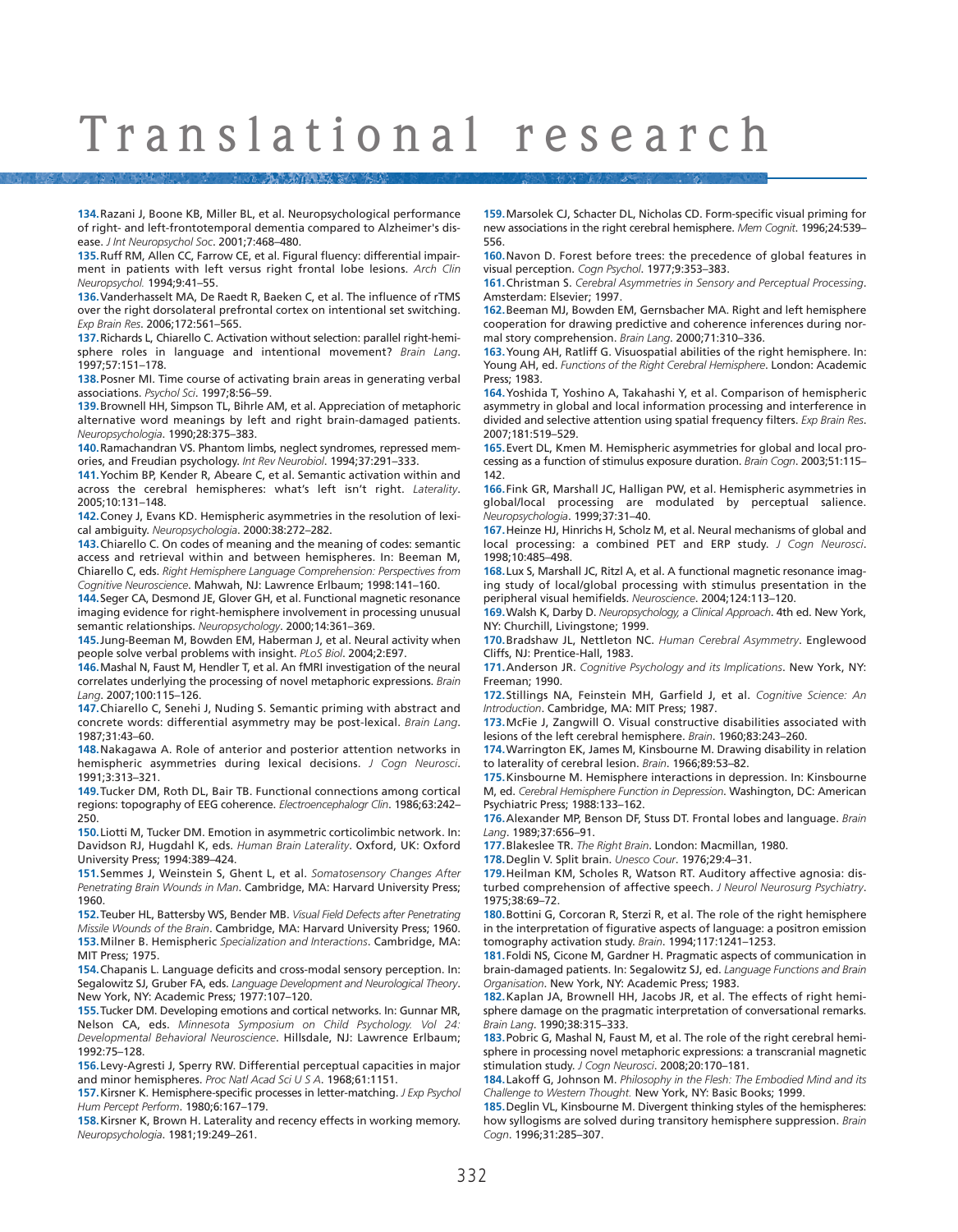**134.** Razani J, Boone KB, Miller BL, et al. Neuropsychological performance of right- and left-frontotemporal dementia compared to Alzheimer's disease. *J Int Neuropsychol Soc*. 2001;7:468–480.

**135.** Ruff RM, Allen CC, Farrow CE, et al. Figural fluency: differential impairment in patients with left versus right frontal lobe lesions. *Arch Clin Neuropsychol.* 1994;9:41–55.

**136.** Vanderhasselt MA, De Raedt R, Baeken C, et al. The influence of rTMS over the right dorsolateral prefrontal cortex on intentional set switching. *Exp Brain Res*. 2006;172:561–565.

**137.** Richards L, Chiarello C. Activation without selection: parallel right-hemisphere roles in language and intentional movement? *Brain Lang*. 1997;57:151–178.

**138.** Posner MI. Time course of activating brain areas in generating verbal associations. *Psychol Sci*. 1997;8:56–59.

**139.** Brownell HH, Simpson TL, Bihrle AM, et al. Appreciation of metaphoric alternative word meanings by left and right brain-damaged patients. *Neuropsychologia*. 1990;28:375–383.

**140.** Ramachandran VS. Phantom limbs, neglect syndromes, repressed memories, and Freudian psychology. *Int Rev Neurobiol*. 1994;37:291–333.

**141.** Yochim BP, Kender R, Abeare C, et al. Semantic activation within and across the cerebral hemispheres: what's left isn't right. *Laterality*. 2005;10:131–148.

**142.** Coney J, Evans KD. Hemispheric asymmetries in the resolution of lexical ambiguity. *Neuropsychologia*. 2000:38:272–282.

**143.** Chiarello C. On codes of meaning and the meaning of codes: semantic access and retrieval within and between hemispheres. In: Beeman M, Chiarello C, eds. *Right Hemisphere Language Comprehension: Perspectives from Cognitive Neuroscience*. Mahwah, NJ: Lawrence Erlbaum; 1998:141–160.

**144.** Seger CA, Desmond JE, Glover GH, et al. Functional magnetic resonance imaging evidence for right-hemisphere involvement in processing unusual semantic relationships. *Neuropsychology*. 2000;14:361–369.

**145.** Jung-Beeman M, Bowden EM, Haberman J, et al. Neural activity when people solve verbal problems with insight. *PLoS Biol*. 2004;2:E97.

**146.** Mashal N, Faust M, Hendler T, et al. An fMRI investigation of the neural correlates underlying the processing of novel metaphoric expressions. *Brain Lang*. 2007;100:115–126.

**147.** Chiarello C, Senehi J, Nuding S. Semantic priming with abstract and concrete words: differential asymmetry may be post-lexical. *Brain Lang*. 1987;31:43–60.

**148.** Nakagawa A. Role of anterior and posterior attention networks in hemispheric asymmetries during lexical decisions. *J Cogn Neurosci*. 1991;3:313–321.

**149.** Tucker DM, Roth DL, Bair TB. Functional connections among cortical regions: topography of EEG coherence. *Electroencephalogr Clin*. 1986;63:242–250.

**150.** Liotti M, Tucker DM. Emotion in asymmetric corticolimbic network. In: Davidson RJ, Hugdahl K, eds. *Human Brain Laterality*. Oxford, UK: Oxford University Press; 1994:389–424.

**151.** Semmes J, Weinstein S, Ghent L, et al. *Somatosensory Changes After Penetrating Brain Wounds in Man*. Cambridge, MA: Harvard University Press; 1960.

**152.** Teuber HL, Battersby WS, Bender MB. *Visual Field Defects after Penetrating Missile Wounds of the Brain*. Cambridge, MA: Harvard University Press; 1960.

**153.** Milner B. Hemispheric *Specialization and Interactions*. Cambridge, MA: MIT Press; 1975.

**154.** Chapanis L. Language deficits and cross-modal sensory perception. In: Segalowitz SJ, Gruber FA, eds. *Language Development and Neurological Theory*. New York, NY: Academic Press; 1977:107–120.

**155.** Tucker DM. Developing emotions and cortical networks. In: Gunnar MR, Nelson CA, eds. *Minnesota Symposium on Child Psychology. Vol 24: Developmental Behavioral Neuroscience*. Hillsdale, NJ: Lawrence Erlbaum; 1992:75–128.

**156.** Levy-Agresti J, Sperry RW. Differential perceptual capacities in major and minor hemispheres. *Proc Natl Acad Sci U S A*. 1968;61:1151.

**157.** Kirsner K. Hemisphere-specific processes in letter-matching. *J Exp Psychol Hum Percept Perform*. 1980;6:167–179.

**158.** Kirsner K, Brown H. Laterality and recency effects in working memory. *Neuropsychologia*. 1981;19:249–261.

**159.** Marsolek CJ, Schacter DL, Nicholas CD. Form-specific visual priming for new associations in the right cerebral hemisphere. *Mem Cognit*. 1996;24:539–556.

**160.** Navon D. Forest before trees: the precedence of global features in visual perception. *Cogn Psychol*. 1977;9:353–383.

**161.** Christman S. *Cerebral Asymmetries in Sensory and Perceptual Processing*. Amsterdam: Elsevier; 1997.

**162.** Beeman MJ, Bowden EM, Gernsbacher MA. Right and left hemisphere cooperation for drawing predictive and coherence inferences during normal story comprehension. *Brain Lang*. 2000;71:310–336.

**163.** Young AH, Ratliff G. Visuospatial abilities of the right hemisphere. In: Young AH, ed. *Functions of the Right Cerebral Hemisphere*. London: Academic Press; 1983.

**164.** Yoshida T, Yoshino A, Takahashi Y, et al. Comparison of hemispheric asymmetry in global and local information processing and interference in divided and selective attention using spatial frequency filters. *Exp Brain Res*. 2007;181:519–529.

**165.** Evert DL, Kmen M. Hemispheric asymmetries for global and local processing as a function of stimulus exposure duration. *Brain Cogn*. 2003;51:115–142.

**166.** Fink GR, Marshall JC, Halligan PW, et al. Hemispheric asymmetries in global/local processing are modulated by perceptual salience. *Neuropsychologia*. 1999;37:31–40.

**167.** Heinze HJ, Hinrichs H, Scholz M, et al. Neural mechanisms of global and local processing: a combined PET and ERP study. *J Cogn Neurosci*. 1998;10:485–498.

**168.** Lux S, Marshall JC, Ritzl A, et al. A functional magnetic resonance imaging study of local/global processing with stimulus presentation in the peripheral visual hemifields. *Neuroscience*. 2004;124:113–120.

**169.** Walsh K, Darby D. *Neuropsychology, a Clinical Approach*. 4th ed. New York, NY: Churchill, Livingstone; 1999.

**170.** Bradshaw JL, Nettleton NC. *Human Cerebral Asymmetry*. Englewood Cliffs, NJ: Prentice-Hall, 1983.

**171.** Anderson JR. *Cognitive Psychology and its Implications*. New York, NY: Freeman; 1990.

**172.** Stillings NA, Feinstein MH, Garfield J, et al. *Cognitive Science: An Introduction*. Cambridge, MA: MIT Press; 1987.

**173.** McFie J, Zangwill O. Visual constructive disabilities associated with lesions of the left cerebral hemisphere. *Brain*. 1960;83:243–260.

**174.** Warrington EK, James M, Kinsbourne M. Drawing disability in relation to laterality of cerebral lesion. *Brain*. 1966;89:53–82.

**175.** Kinsbourne M. Hemisphere interactions in depression. In: Kinsbourne M, ed. *Cerebral Hemisphere Function in Depression*. Washington, DC: American Psychiatric Press; 1988:133–162.

**176.** Alexander MP, Benson DF, Stuss DT. Frontal lobes and language. *Brain Lang*. 1989;37:656–91.

**177.** Blakeslee TR. *The Right Brain*. London: Macmillan, 1980.

**178.** Deglin V. Split brain. *Unesco Cour*. 1976;29:4–31.

**179.** Heilman KM, Scholes R, Watson RT. Auditory affective agnosia: disturbed comprehension of affective speech. *J Neurol Neurosurg Psychiatry*. 1975;38:69–72.

**180.** Bottini G, Corcoran R, Sterzi R, et al. The role of the right hemisphere in the interpretation of figurative aspects of language: a positron emission tomography activation study. *Brain*. 1994;117:1241–1253.

**181.** Foldi NS, Cicone M, Gardner H. Pragmatic aspects of communication in brain-damaged patients. In: Segalowitz SJ, ed. *Language Functions and Brain Organisation*. New York, NY: Academic Press; 1983.

**182.** Kaplan JA, Brownell HH, Jacobs JR, et al. The effects of right hemisphere damage on the pragmatic interpretation of conversational remarks. *Brain Lang*. 1990;38:315–333.

**183.** Pobric G, Mashal N, Faust M, et al. The role of the right cerebral hemisphere in processing novel metaphoric expressions: a transcranial magnetic stimulation study. *J Cogn Neurosci*. 2008;20:170–181.

**184.** Lakoff G, Johnson M. *Philosophy in the Flesh: The Embodied Mind and its Challenge to Western Thought.* New York, NY: Basic Books; 1999.

**185.** Deglin VL, Kinsbourne M. Divergent thinking styles of the hemispheres: how syllogisms are solved during transitory hemisphere suppression. *Brain Cogn*. 1996;31:285–307.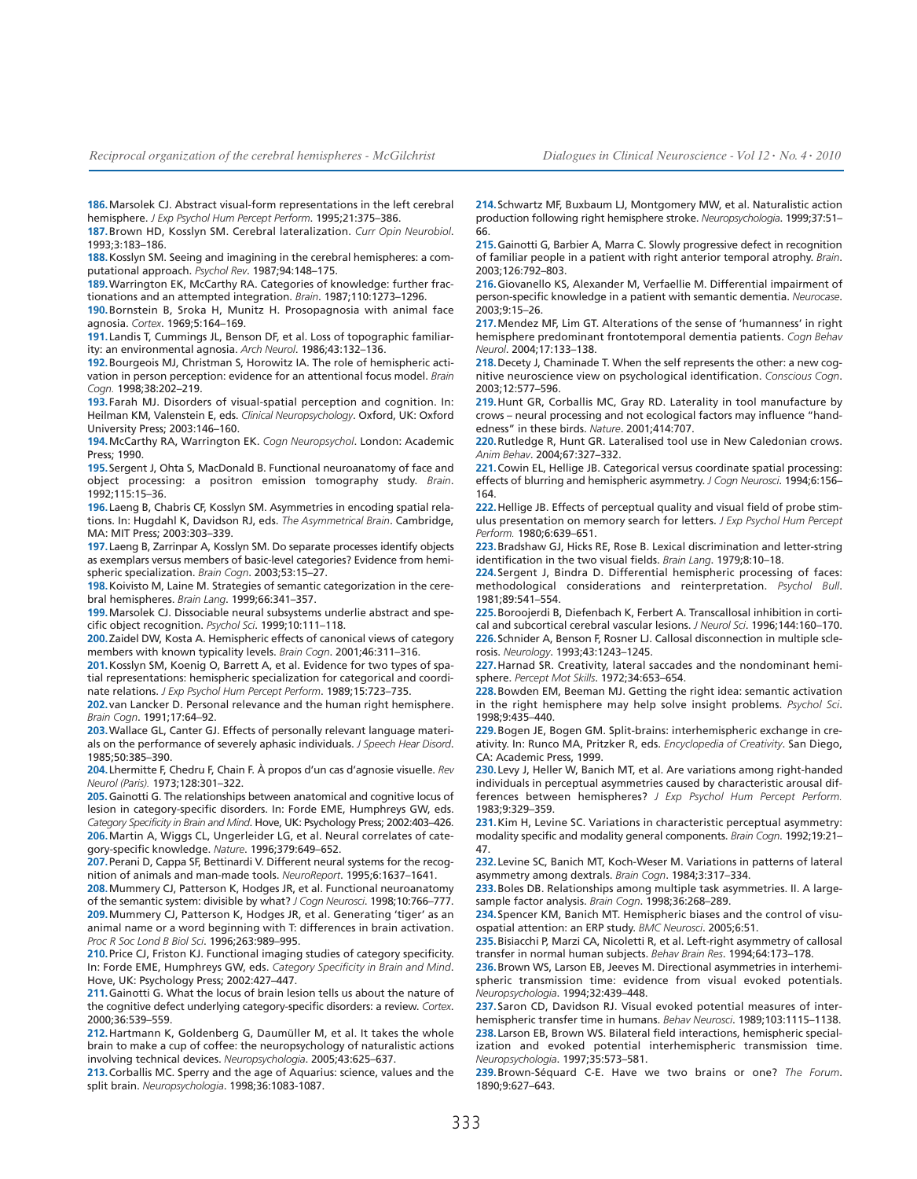**186.** Marsolek CJ. Abstract visual-form representations in the left cerebral hemisphere. *J Exp Psychol Hum Percept Perform*. 1995;21:375–386.

**187.** Brown HD, Kosslyn SM. Cerebral lateralization. *Curr Opin Neurobiol*. 1993;3:183–186.

**188.** Kosslyn SM. Seeing and imagining in the cerebral hemispheres: a computational approach. *Psychol Rev*. 1987;94:148–175.

**189.** Warrington EK, McCarthy RA. Categories of knowledge: further fractionations and an attempted integration. *Brain*. 1987;110:1273–1296.

**190.** Bornstein B, Sroka H, Munitz H. Prosopagnosia with animal face agnosia. *Cortex*. 1969;5:164–169.

**191.** Landis T, Cummings JL, Benson DF, et al. Loss of topographic familiarity: an environmental agnosia. *Arch Neurol*. 1986;43:132–136.

**192.** Bourgeois MJ, Christman S, Horowitz IA. The role of hemispheric activation in person perception: evidence for an attentional focus model. *Brain Cogn.* 1998;38:202–219.

**193.** Farah MJ. Disorders of visual-spatial perception and cognition. In: Heilman KM, Valenstein E, eds. *Clinical Neuropsychology*. Oxford, UK: Oxford University Press; 2003:146–160.

**194.** McCarthy RA, Warrington EK. *Cogn Neuropsychol*. London: Academic Press; 1990.

**195.** Sergent J, Ohta S, MacDonald B. Functional neuroanatomy of face and object processing: a positron emission tomography study. *Brain*. 1992;115:15–36.

**196.** Laeng B, Chabris CF, Kosslyn SM. Asymmetries in encoding spatial relations. In: Hugdahl K, Davidson RJ, eds. *The Asymmetrical Brain*. Cambridge, MA: MIT Press; 2003:303–339.

**197.** Laeng B, Zarrinpar A, Kosslyn SM. Do separate processes identify objects as exemplars versus members of basic-level categories? Evidence from hemispheric specialization. *Brain Cogn*. 2003;53:15–27.

**198.** Koivisto M, Laine M. Strategies of semantic categorization in the cerebral hemispheres. *Brain Lang*. 1999;66:341–357.

**199.** Marsolek CJ. Dissociable neural subsystems underlie abstract and specific object recognition. *Psychol Sci*. 1999;10:111–118.

**200.** Zaidel DW, Kosta A. Hemispheric effects of canonical views of category members with known typicality levels. *Brain Cogn*. 2001;46:311–316.

**201.** Kosslyn SM, Koenig O, Barrett A, et al. Evidence for two types of spatial representations: hemispheric specialization for categorical and coordinate relations. *J Exp Psychol Hum Percept Perform*. 1989;15:723–735.

**202.** van Lancker D. Personal relevance and the human right hemisphere. *Brain Cogn*. 1991;17:64–92.

**203.** Wallace GL, Canter GJ. Effects of personally relevant language materials on the performance of severely aphasic individuals. *J Speech Hear Disord*. 1985;50:385–390.

**204.** Lhermitte F, Chedru F, Chain F. À propos d'un cas d'agnosie visuelle. *Rev Neurol (Paris).* 1973;128:301–322.

**205.** Gainotti G. The relationships between anatomical and cognitive locus of lesion in category-specific disorders. In: Forde EME, Humphreys GW, eds. *Category Specificity in Brain and Mind*. Hove, UK: Psychology Press; 2002:403–426.

**206.** Martin A, Wiggs CL, Ungerleider LG, et al. Neural correlates of category-specific knowledge. *Nature*. 1996;379:649–652.

**207.** Perani D, Cappa SF, Bettinardi V. Different neural systems for the recognition of animals and man-made tools. *NeuroReport*. 1995;6:1637–1641.

**208.** Mummery CJ, Patterson K, Hodges JR, et al. Functional neuroanatomy of the semantic system: divisible by what? *J Cogn Neurosci*. 1998;10:766–777.

**209.** Mummery CJ, Patterson K, Hodges JR, et al. Generating 'tiger' as an animal name or a word beginning with T: differences in brain activation. *Proc R Soc Lond B Biol Sci*. 1996;263:989–995.

**210.** Price CJ, Friston KJ. Functional imaging studies of category specificity. In: Forde EME, Humphreys GW, eds. *Category Specificity in Brain and Mind*. Hove, UK: Psychology Press; 2002:427–447.

**211.** Gainotti G. What the locus of brain lesion tells us about the nature of the cognitive defect underlying category-specific disorders: a review. *Cortex*. 2000;36:539–559.

**212.** Hartmann K, Goldenberg G, Daumüller M, et al. It takes the whole brain to make a cup of coffee: the neuropsychology of naturalistic actions involving technical devices. *Neuropsychologia*. 2005;43:625–637.

**213.** Corballis MC. Sperry and the age of Aquarius: science, values and the split brain. *Neuropsychologia*. 1998;36:1083-1087.

**214.** Schwartz MF, Buxbaum LJ, Montgomery MW, et al. Naturalistic action production following right hemisphere stroke. *Neuropsychologia*. 1999;37:51–66.

**215.** Gainotti G, Barbier A, Marra C. Slowly progressive defect in recognition of familiar people in a patient with right anterior temporal atrophy. *Brain*. 2003;126:792–803.

**216.** Giovanello KS, Alexander M, Verfaellie M. Differential impairment of person-specific knowledge in a patient with semantic dementia. *Neurocase*. 2003;9:15–26.

**217.** Mendez MF, Lim GT. Alterations of the sense of 'humanness' in right hemisphere predominant frontotemporal dementia patients. *Cogn Behav Neurol*. 2004;17:133–138.

**218.** Decety J, Chaminade T. When the self represents the other: a new cognitive neuroscience view on psychological identification. *Conscious Cogn*. 2003;12:577–596.

**219.** Hunt GR, Corballis MC, Gray RD. Laterality in tool manufacture by crows – neural processing and not ecological factors may influence "handedness" in these birds. *Nature*. 2001;414:707.

**220.** Rutledge R, Hunt GR. Lateralised tool use in New Caledonian crows. *Anim Behav*. 2004;67:327–332.

**221.** Cowin EL, Hellige JB. Categorical versus coordinate spatial processing: effects of blurring and hemispheric asymmetry. *J Cogn Neurosci*. 1994;6:156–164.

**222.** Hellige JB. Effects of perceptual quality and visual field of probe stimulus presentation on memory search for letters. *J Exp Psychol Hum Percept Perform.* 1980;6:639–651.

**223.** Bradshaw GJ, Hicks RE, Rose B. Lexical discrimination and letter-string identification in the two visual fields. *Brain Lang*. 1979;8:10–18.

**224.** Sergent J, Bindra D. Differential hemispheric processing of faces: methodological considerations and reinterpretation. *Psychol Bull*. 1981;89:541–554.

**225.** Boroojerdi B, Diefenbach K, Ferbert A. Transcallosal inhibition in cortical and subcortical cerebral vascular lesions. *J Neurol Sci*. 1996;144:160–170.

**226.** Schnider A, Benson F, Rosner LJ. Callosal disconnection in multiple sclerosis. *Neurology*. 1993;43:1243–1245.

**227.** Harnad SR. Creativity, lateral saccades and the nondominant hemisphere. *Percept Mot Skills*. 1972;34:653–654.

**228.** Bowden EM, Beeman MJ. Getting the right idea: semantic activation in the right hemisphere may help solve insight problems. *Psychol Sci*. 1998;9:435–440.

**229.** Bogen JE, Bogen GM. Split-brains: interhemispheric exchange in creativity. In: Runco MA, Pritzker R, eds. *Encyclopedia of Creativity*. San Diego, CA: Academic Press, 1999.

**230.** Levy J, Heller W, Banich MT, et al. Are variations among right-handed individuals in perceptual asymmetries caused by characteristic arousal differences between hemispheres? *J Exp Psychol Hum Percept Perform.* 1983;9:329–359.

**231.** Kim H, Levine SC. Variations in characteristic perceptual asymmetry: modality specific and modality general components. *Brain Cogn*. 1992;19:21–47.

**232.** Levine SC, Banich MT, Koch-Weser M. Variations in patterns of lateral asymmetry among dextrals. *Brain Cogn*. 1984;3:317–334.

**233.** Boles DB. Relationships among multiple task asymmetries. II. A large-sample factor analysis. *Brain Cogn*. 1998;36:268–289.

**234.** Spencer KM, Banich MT. Hemispheric biases and the control of visuospatial attention: an ERP study. *BMC Neurosci*. 2005;6:51.

**235.** Bisiacchi P, Marzi CA, Nicoletti R, et al. Left-right asymmetry of callosal transfer in normal human subjects. *Behav Brain Res*. 1994;64:173–178.

**236.** Brown WS, Larson EB, Jeeves M. Directional asymmetries in interhemispheric transmission time: evidence from visual evoked potentials. *Neuropsychologia*. 1994;32:439–448.

**237.** Saron CD, Davidson RJ. Visual evoked potential measures of interhemispheric transfer time in humans. *Behav Neurosci*. 1989;103:1115–1138.

**238.** Larson EB, Brown WS. Bilateral field interactions, hemispheric specialization and evoked potential interhemispheric transmission time. *Neuropsychologia*. 1997;35:573–581.

**239.** Brown-Séquard C-E. Have we two brains or one? *The Forum*. 1890;9:627–643.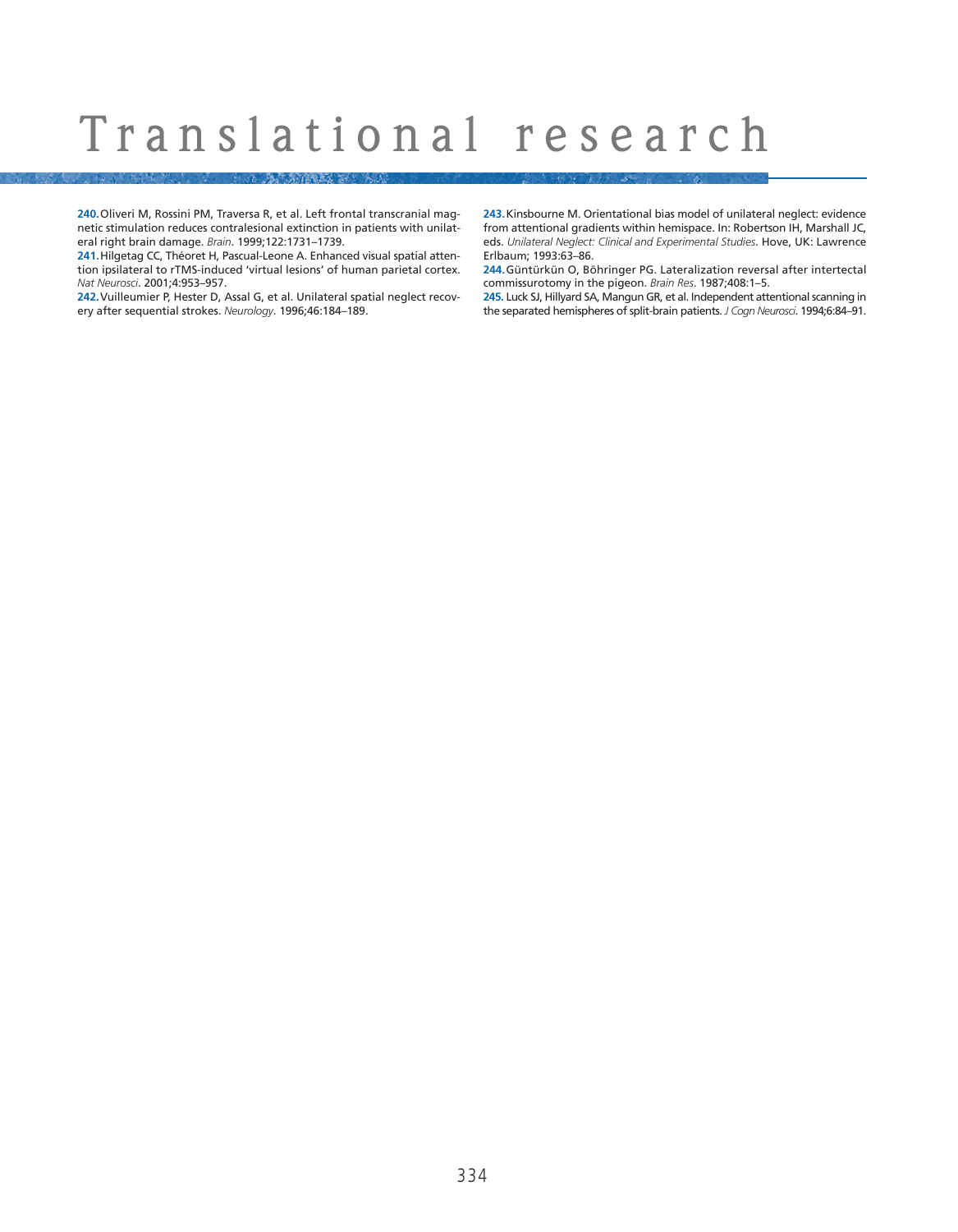**240.** Oliveri M, Rossini PM, Traversa R, et al. Left frontal transcranial magnetic stimulation reduces contralesional extinction in patients with unilateral right brain damage. *Brain*. 1999;122:1731–1739.

**241.** Hilgetag CC, Théoret H, Pascual-Leone A. Enhanced visual spatial attention ipsilateral to rTMS-induced 'virtual lesions' of human parietal cortex. *Nat Neurosci*. 2001;4:953–957.

**242.** Vuilleumier P, Hester D, Assal G, et al. Unilateral spatial neglect recovery after sequential strokes. *Neurology*. 1996;46:184–189.

**243.** Kinsbourne M. Orientational bias model of unilateral neglect: evidence from attentional gradients within hemispace. In: Robertson IH, Marshall JC, eds. *Unilateral Neglect: Clinical and Experimental Studies*. Hove, UK: Lawrence Erlbaum; 1993:63–86.

**244.** Güntürkün O, Böhringer PG. Lateralization reversal after intertectal commissurotomy in the pigeon. *Brain Res*. 1987;408:1–5.

**245.** Luck SJ, Hillyard SA, Mangun GR, et al. Independent attentional scanning in the separated hemispheres of split-brain patients. *J Cogn Neurosci*. 1994;6:84–91.